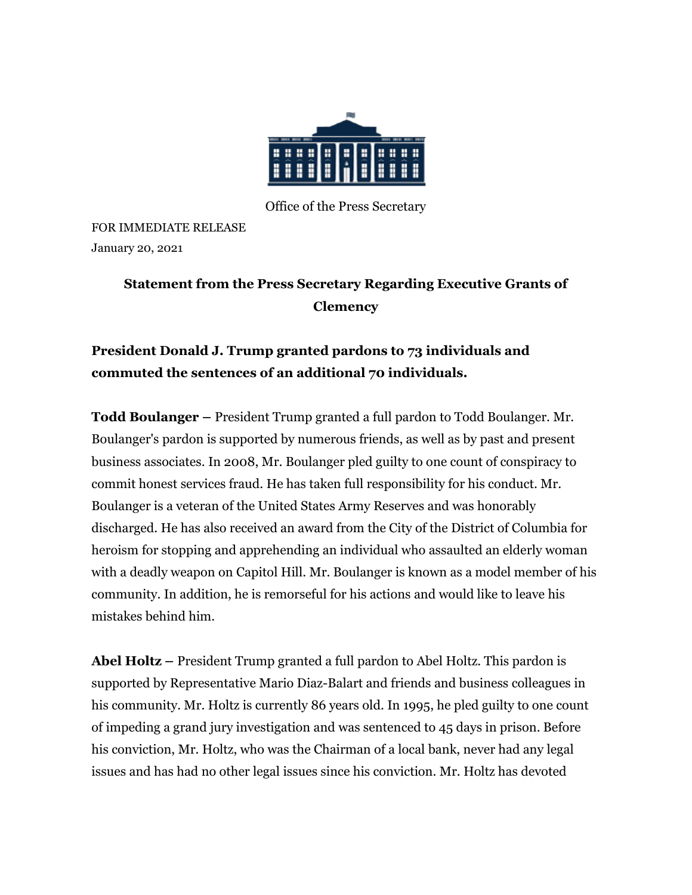Office of the Press Secretary

FOR IMMEDIATE RELEASE
January 20, 2021

# Statement from the Press Secretary Regarding Executive Grants of Clemency

**President Donald J. Trump granted pardons to 73 individuals and commuted the sentences of an additional 70 individuals.**

**Todd Boulanger –** President Trump granted a full pardon to Todd Boulanger. Mr. Boulanger's pardon is supported by numerous friends, as well as by past and present business associates. In 2008, Mr. Boulanger pled guilty to one count of conspiracy to commit honest services fraud. He has taken full responsibility for his conduct. Mr. Boulanger is a veteran of the United States Army Reserves and was honorably discharged. He has also received an award from the City of the District of Columbia for heroism for stopping and apprehending an individual who assaulted an elderly woman with a deadly weapon on Capitol Hill. Mr. Boulanger is known as a model member of his community. In addition, he is remorseful for his actions and would like to leave his mistakes behind him.

**Abel Holtz –** President Trump granted a full pardon to Abel Holtz. This pardon is supported by Representative Mario Diaz-Balart and friends and business colleagues in his community. Mr. Holtz is currently 86 years old. In 1995, he pled guilty to one count of impeding a grand jury investigation and was sentenced to 45 days in prison. Before his conviction, Mr. Holtz, who was the Chairman of a local bank, never had any legal issues and has had no other legal issues since his conviction. Mr. Holtz has devoted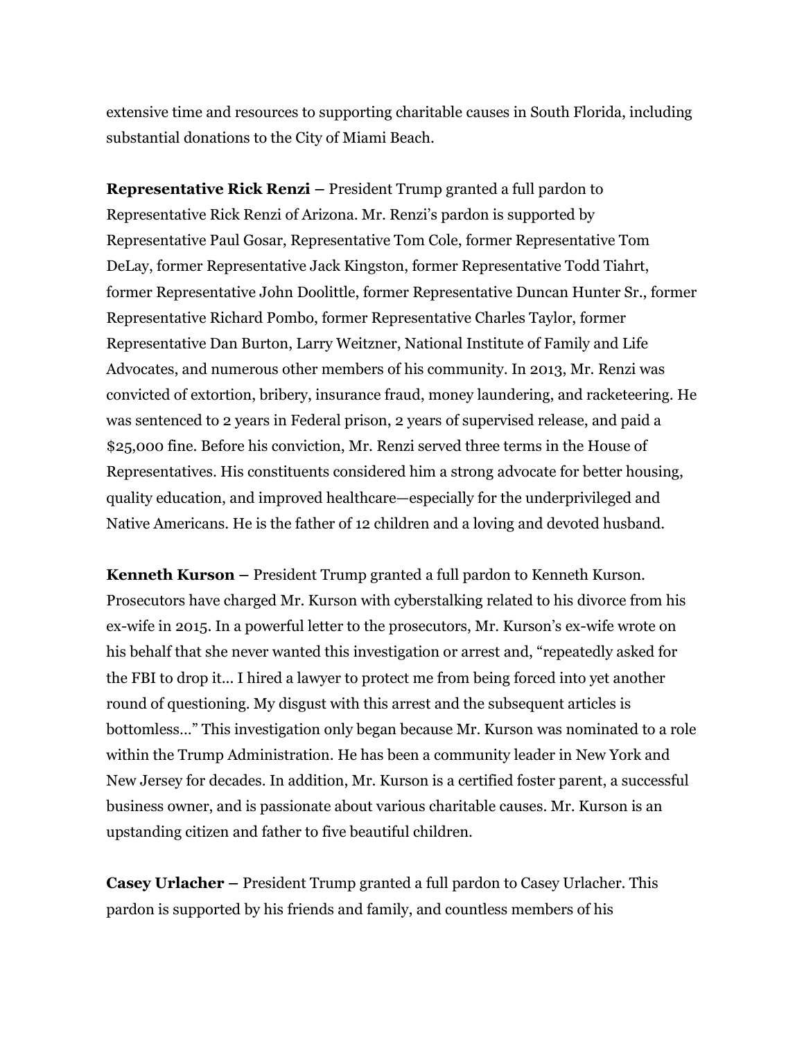extensive time and resources to supporting charitable causes in South Florida, including substantial donations to the City of Miami Beach.

**Representative Rick Renzi –** President Trump granted a full pardon to Representative Rick Renzi of Arizona. Mr. Renzi's pardon is supported by Representative Paul Gosar, Representative Tom Cole, former Representative Tom DeLay, former Representative Jack Kingston, former Representative Todd Tiahrt, former Representative John Doolittle, former Representative Duncan Hunter Sr., former Representative Richard Pombo, former Representative Charles Taylor, former Representative Dan Burton, Larry Weitzner, National Institute of Family and Life Advocates, and numerous other members of his community. In 2013, Mr. Renzi was convicted of extortion, bribery, insurance fraud, money laundering, and racketeering. He was sentenced to 2 years in Federal prison, 2 years of supervised release, and paid a $25,000 fine. Before his conviction, Mr. Renzi served three terms in the House of Representatives. His constituents considered him a strong advocate for better housing, quality education, and improved healthcare—especially for the underprivileged and Native Americans. He is the father of 12 children and a loving and devoted husband.

**Kenneth Kurson –** President Trump granted a full pardon to Kenneth Kurson. Prosecutors have charged Mr. Kurson with cyberstalking related to his divorce from his ex-wife in 2015. In a powerful letter to the prosecutors, Mr. Kurson's ex-wife wrote on his behalf that she never wanted this investigation or arrest and, "repeatedly asked for the FBI to drop it… I hired a lawyer to protect me from being forced into yet another round of questioning. My disgust with this arrest and the subsequent articles is bottomless…" This investigation only began because Mr. Kurson was nominated to a role within the Trump Administration. He has been a community leader in New York and New Jersey for decades. In addition, Mr. Kurson is a certified foster parent, a successful business owner, and is passionate about various charitable causes. Mr. Kurson is an upstanding citizen and father to five beautiful children.

**Casey Urlacher –** President Trump granted a full pardon to Casey Urlacher. This pardon is supported by his friends and family, and countless members of his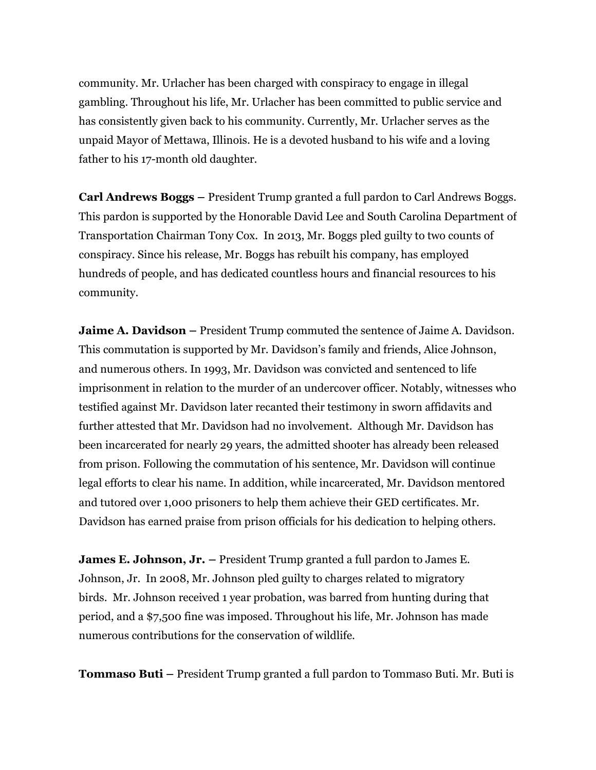community. Mr. Urlacher has been charged with conspiracy to engage in illegal gambling. Throughout his life, Mr. Urlacher has been committed to public service and has consistently given back to his community. Currently, Mr. Urlacher serves as the unpaid Mayor of Mettawa, Illinois. He is a devoted husband to his wife and a loving father to his 17-month old daughter.

**Carl Andrews Boggs –** President Trump granted a full pardon to Carl Andrews Boggs. This pardon is supported by the Honorable David Lee and South Carolina Department of Transportation Chairman Tony Cox. In 2013, Mr. Boggs pled guilty to two counts of conspiracy. Since his release, Mr. Boggs has rebuilt his company, has employed hundreds of people, and has dedicated countless hours and financial resources to his community.

**Jaime A. Davidson –** President Trump commuted the sentence of Jaime A. Davidson. This commutation is supported by Mr. Davidson's family and friends, Alice Johnson, and numerous others. In 1993, Mr. Davidson was convicted and sentenced to life imprisonment in relation to the murder of an undercover officer. Notably, witnesses who testified against Mr. Davidson later recanted their testimony in sworn affidavits and further attested that Mr. Davidson had no involvement. Although Mr. Davidson has been incarcerated for nearly 29 years, the admitted shooter has already been released from prison. Following the commutation of his sentence, Mr. Davidson will continue legal efforts to clear his name. In addition, while incarcerated, Mr. Davidson mentored and tutored over 1,000 prisoners to help them achieve their GED certificates. Mr. Davidson has earned praise from prison officials for his dedication to helping others.

**James E. Johnson, Jr. –** President Trump granted a full pardon to James E. Johnson, Jr. In 2008, Mr. Johnson pled guilty to charges related to migratory birds. Mr. Johnson received 1 year probation, was barred from hunting during that period, and a $7,500 fine was imposed. Throughout his life, Mr. Johnson has made numerous contributions for the conservation of wildlife.

**Tommaso Buti –** President Trump granted a full pardon to Tommaso Buti. Mr. Buti is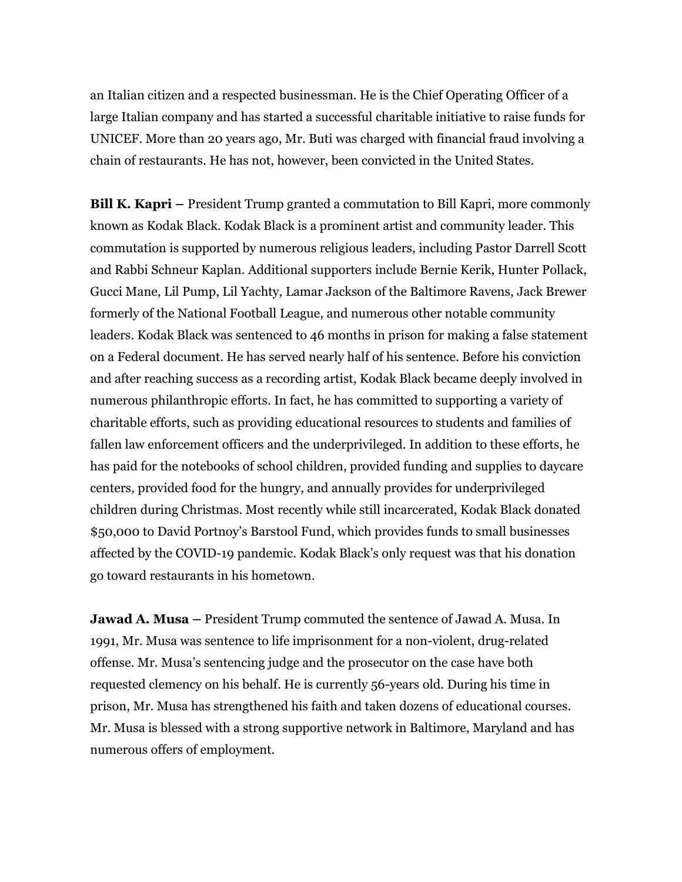an Italian citizen and a respected businessman. He is the Chief Operating Officer of a large Italian company and has started a successful charitable initiative to raise funds for UNICEF. More than 20 years ago, Mr. Buti was charged with financial fraud involving a chain of restaurants. He has not, however, been convicted in the United States.

**Bill K. Kapri** – President Trump granted a commutation to Bill Kapri, more commonly known as Kodak Black. Kodak Black is a prominent artist and community leader. This commutation is supported by numerous religious leaders, including Pastor Darrell Scott and Rabbi Schneur Kaplan. Additional supporters include Bernie Kerik, Hunter Pollack, Gucci Mane, Lil Pump, Lil Yachty, Lamar Jackson of the Baltimore Ravens, Jack Brewer formerly of the National Football League, and numerous other notable community leaders. Kodak Black was sentenced to 46 months in prison for making a false statement on a Federal document. He has served nearly half of his sentence. Before his conviction and after reaching success as a recording artist, Kodak Black became deeply involved in numerous philanthropic efforts. In fact, he has committed to supporting a variety of charitable efforts, such as providing educational resources to students and families of fallen law enforcement officers and the underprivileged. In addition to these efforts, he has paid for the notebooks of school children, provided funding and supplies to daycare centers, provided food for the hungry, and annually provides for underprivileged children during Christmas. Most recently while still incarcerated, Kodak Black donated $50,000 to David Portnoy's Barstool Fund, which provides funds to small businesses affected by the COVID-19 pandemic. Kodak Black's only request was that his donation go toward restaurants in his hometown.

**Jawad A. Musa** – President Trump commuted the sentence of Jawad A. Musa. In 1991, Mr. Musa was sentence to life imprisonment for a non-violent, drug-related offense. Mr. Musa's sentencing judge and the prosecutor on the case have both requested clemency on his behalf. He is currently 56-years old. During his time in prison, Mr. Musa has strengthened his faith and taken dozens of educational courses. Mr. Musa is blessed with a strong supportive network in Baltimore, Maryland and has numerous offers of employment.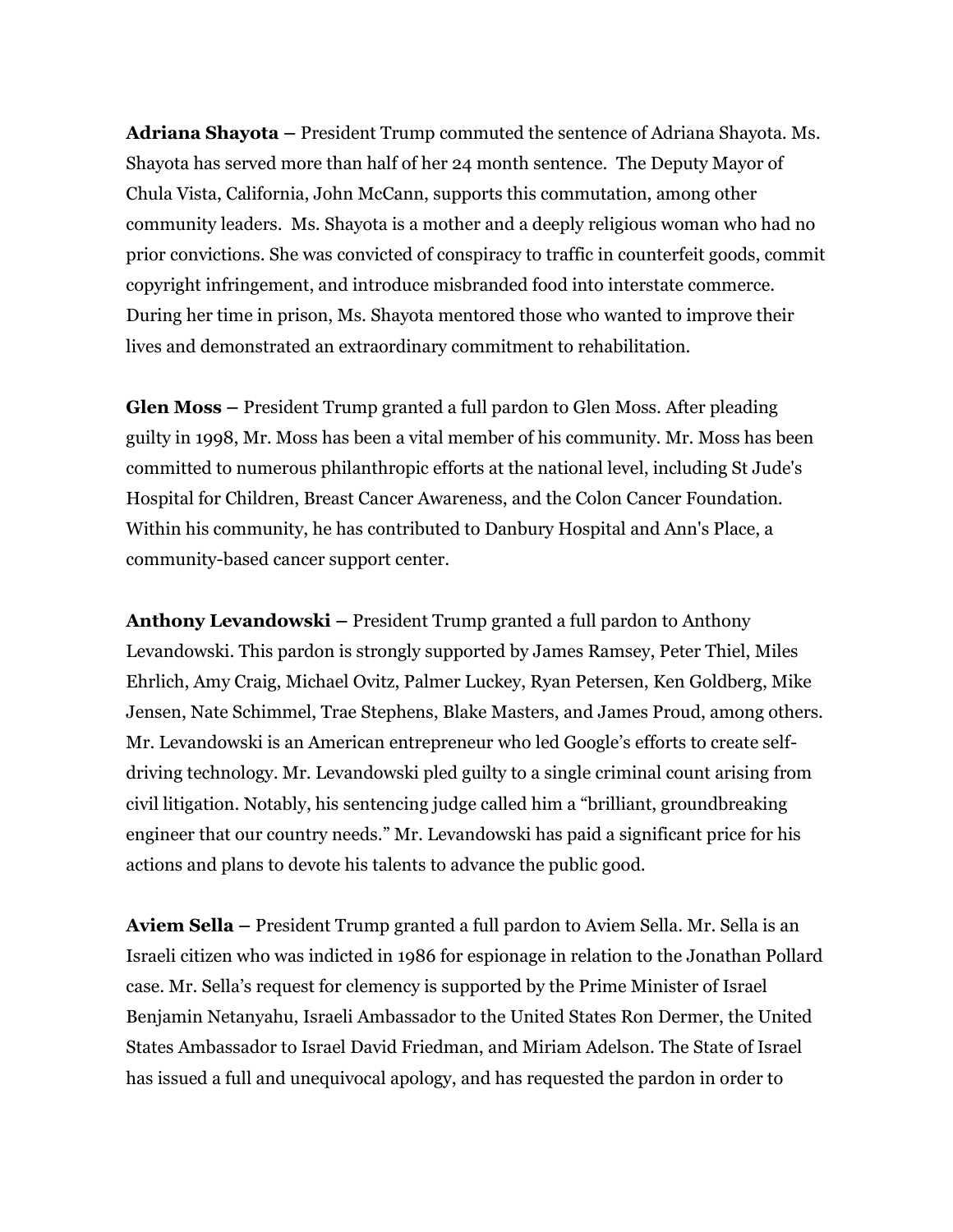**Adriana Shayota –** President Trump commuted the sentence of Adriana Shayota. Ms. Shayota has served more than half of her 24 month sentence. The Deputy Mayor of Chula Vista, California, John McCann, supports this commutation, among other community leaders. Ms. Shayota is a mother and a deeply religious woman who had no prior convictions. She was convicted of conspiracy to traffic in counterfeit goods, commit copyright infringement, and introduce misbranded food into interstate commerce. During her time in prison, Ms. Shayota mentored those who wanted to improve their lives and demonstrated an extraordinary commitment to rehabilitation.

**Glen Moss –** President Trump granted a full pardon to Glen Moss. After pleading guilty in 1998, Mr. Moss has been a vital member of his community. Mr. Moss has been committed to numerous philanthropic efforts at the national level, including St Jude's Hospital for Children, Breast Cancer Awareness, and the Colon Cancer Foundation. Within his community, he has contributed to Danbury Hospital and Ann's Place, a community-based cancer support center.

**Anthony Levandowski –** President Trump granted a full pardon to Anthony Levandowski. This pardon is strongly supported by James Ramsey, Peter Thiel, Miles Ehrlich, Amy Craig, Michael Ovitz, Palmer Luckey, Ryan Petersen, Ken Goldberg, Mike Jensen, Nate Schimmel, Trae Stephens, Blake Masters, and James Proud, among others. Mr. Levandowski is an American entrepreneur who led Google's efforts to create self-driving technology. Mr. Levandowski pled guilty to a single criminal count arising from civil litigation. Notably, his sentencing judge called him a "brilliant, groundbreaking engineer that our country needs." Mr. Levandowski has paid a significant price for his actions and plans to devote his talents to advance the public good.

**Aviem Sella –** President Trump granted a full pardon to Aviem Sella. Mr. Sella is an Israeli citizen who was indicted in 1986 for espionage in relation to the Jonathan Pollard case. Mr. Sella's request for clemency is supported by the Prime Minister of Israel Benjamin Netanyahu, Israeli Ambassador to the United States Ron Dermer, the United States Ambassador to Israel David Friedman, and Miriam Adelson. The State of Israel has issued a full and unequivocal apology, and has requested the pardon in order to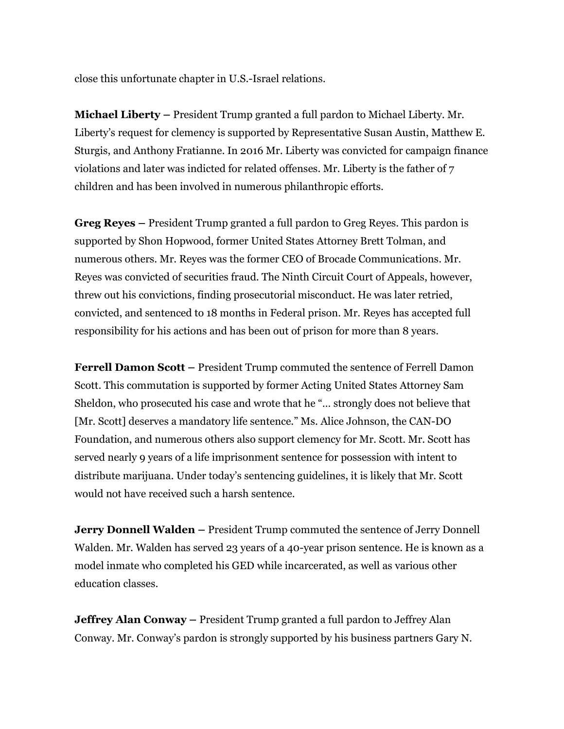close this unfortunate chapter in U.S.-Israel relations.

**Michael Liberty** – President Trump granted a full pardon to Michael Liberty. Mr. Liberty's request for clemency is supported by Representative Susan Austin, Matthew E. Sturgis, and Anthony Fratianne. In 2016 Mr. Liberty was convicted for campaign finance violations and later was indicted for related offenses. Mr. Liberty is the father of 7 children and has been involved in numerous philanthropic efforts.

**Greg Reyes** – President Trump granted a full pardon to Greg Reyes. This pardon is supported by Shon Hopwood, former United States Attorney Brett Tolman, and numerous others. Mr. Reyes was the former CEO of Brocade Communications. Mr. Reyes was convicted of securities fraud. The Ninth Circuit Court of Appeals, however, threw out his convictions, finding prosecutorial misconduct. He was later retried, convicted, and sentenced to 18 months in Federal prison. Mr. Reyes has accepted full responsibility for his actions and has been out of prison for more than 8 years.

**Ferrell Damon Scott** – President Trump commuted the sentence of Ferrell Damon Scott. This commutation is supported by former Acting United States Attorney Sam Sheldon, who prosecuted his case and wrote that he "… strongly does not believe that [Mr. Scott] deserves a mandatory life sentence." Ms. Alice Johnson, the CAN-DO Foundation, and numerous others also support clemency for Mr. Scott. Mr. Scott has served nearly 9 years of a life imprisonment sentence for possession with intent to distribute marijuana. Under today's sentencing guidelines, it is likely that Mr. Scott would not have received such a harsh sentence.

**Jerry Donnell Walden** – President Trump commuted the sentence of Jerry Donnell Walden. Mr. Walden has served 23 years of a 40-year prison sentence. He is known as a model inmate who completed his GED while incarcerated, as well as various other education classes.

**Jeffrey Alan Conway** – President Trump granted a full pardon to Jeffrey Alan Conway. Mr. Conway's pardon is strongly supported by his business partners Gary N.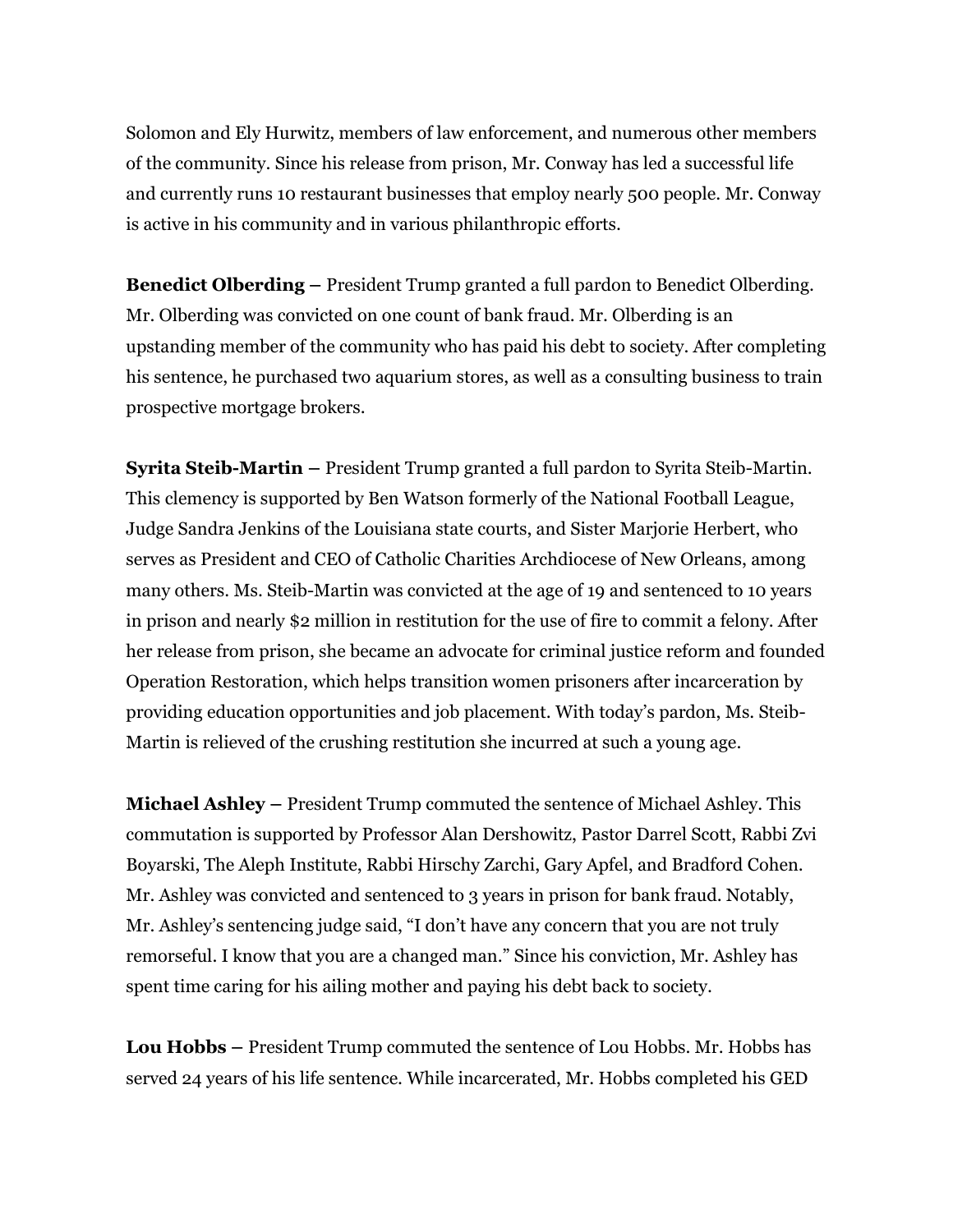Solomon and Ely Hurwitz, members of law enforcement, and numerous other members of the community. Since his release from prison, Mr. Conway has led a successful life and currently runs 10 restaurant businesses that employ nearly 500 people. Mr. Conway is active in his community and in various philanthropic efforts.

**Benedict Olberding –** President Trump granted a full pardon to Benedict Olberding. Mr. Olberding was convicted on one count of bank fraud. Mr. Olberding is an upstanding member of the community who has paid his debt to society. After completing his sentence, he purchased two aquarium stores, as well as a consulting business to train prospective mortgage brokers.

**Syrita Steib-Martin –** President Trump granted a full pardon to Syrita Steib-Martin. This clemency is supported by Ben Watson formerly of the National Football League, Judge Sandra Jenkins of the Louisiana state courts, and Sister Marjorie Herbert, who serves as President and CEO of Catholic Charities Archdiocese of New Orleans, among many others. Ms. Steib-Martin was convicted at the age of 19 and sentenced to 10 years in prison and nearly $2 million in restitution for the use of fire to commit a felony. After her release from prison, she became an advocate for criminal justice reform and founded Operation Restoration, which helps transition women prisoners after incarceration by providing education opportunities and job placement. With today's pardon, Ms. Steib-Martin is relieved of the crushing restitution she incurred at such a young age.

**Michael Ashley –** President Trump commuted the sentence of Michael Ashley. This commutation is supported by Professor Alan Dershowitz, Pastor Darrel Scott, Rabbi Zvi Boyarski, The Aleph Institute, Rabbi Hirschy Zarchi, Gary Apfel, and Bradford Cohen. Mr. Ashley was convicted and sentenced to 3 years in prison for bank fraud. Notably, Mr. Ashley's sentencing judge said, "I don't have any concern that you are not truly remorseful. I know that you are a changed man." Since his conviction, Mr. Ashley has spent time caring for his ailing mother and paying his debt back to society.

**Lou Hobbs –** President Trump commuted the sentence of Lou Hobbs. Mr. Hobbs has served 24 years of his life sentence. While incarcerated, Mr. Hobbs completed his GED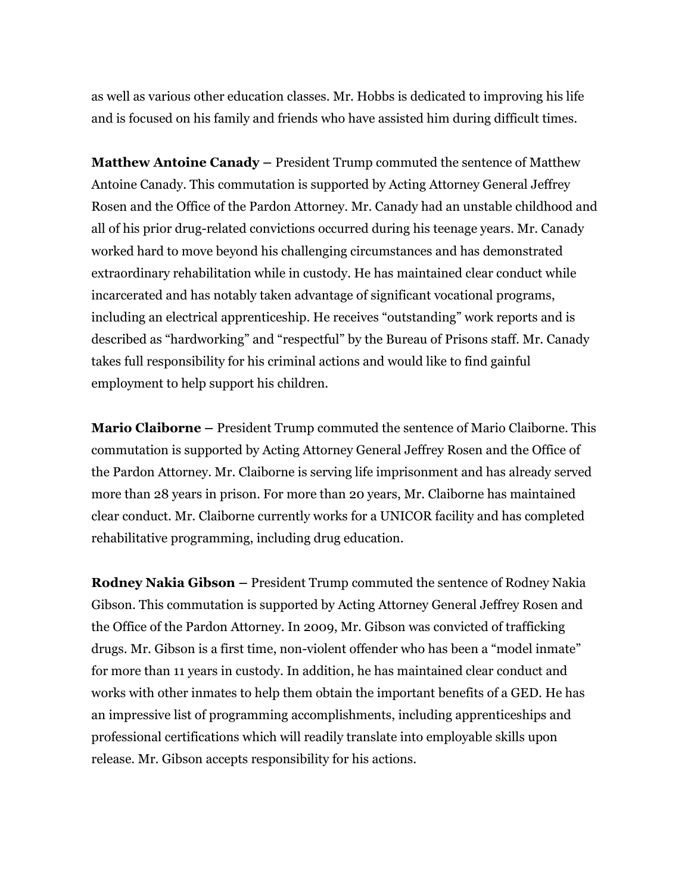as well as various other education classes. Mr. Hobbs is dedicated to improving his life and is focused on his family and friends who have assisted him during difficult times.

**Matthew Antoine Canady –** President Trump commuted the sentence of Matthew Antoine Canady. This commutation is supported by Acting Attorney General Jeffrey Rosen and the Office of the Pardon Attorney. Mr. Canady had an unstable childhood and all of his prior drug-related convictions occurred during his teenage years. Mr. Canady worked hard to move beyond his challenging circumstances and has demonstrated extraordinary rehabilitation while in custody. He has maintained clear conduct while incarcerated and has notably taken advantage of significant vocational programs, including an electrical apprenticeship. He receives "outstanding" work reports and is described as "hardworking" and "respectful" by the Bureau of Prisons staff. Mr. Canady takes full responsibility for his criminal actions and would like to find gainful employment to help support his children.

**Mario Claiborne –** President Trump commuted the sentence of Mario Claiborne. This commutation is supported by Acting Attorney General Jeffrey Rosen and the Office of the Pardon Attorney. Mr. Claiborne is serving life imprisonment and has already served more than 28 years in prison. For more than 20 years, Mr. Claiborne has maintained clear conduct. Mr. Claiborne currently works for a UNICOR facility and has completed rehabilitative programming, including drug education.

**Rodney Nakia Gibson –** President Trump commuted the sentence of Rodney Nakia Gibson. This commutation is supported by Acting Attorney General Jeffrey Rosen and the Office of the Pardon Attorney. In 2009, Mr. Gibson was convicted of trafficking drugs. Mr. Gibson is a first time, non-violent offender who has been a "model inmate" for more than 11 years in custody. In addition, he has maintained clear conduct and works with other inmates to help them obtain the important benefits of a GED. He has an impressive list of programming accomplishments, including apprenticeships and professional certifications which will readily translate into employable skills upon release. Mr. Gibson accepts responsibility for his actions.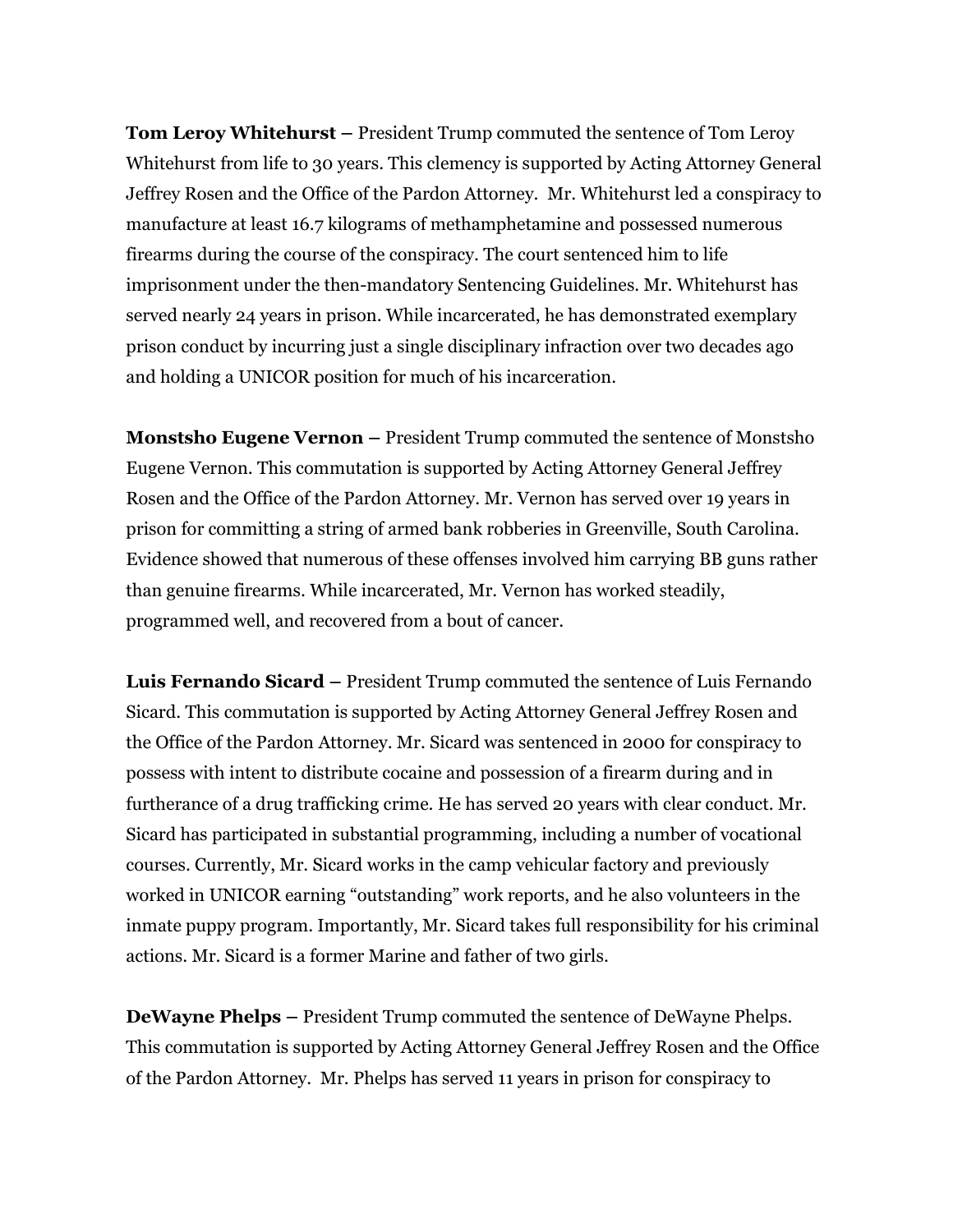**Tom Leroy Whitehurst –** President Trump commuted the sentence of Tom Leroy Whitehurst from life to 30 years. This clemency is supported by Acting Attorney General Jeffrey Rosen and the Office of the Pardon Attorney. Mr. Whitehurst led a conspiracy to manufacture at least 16.7 kilograms of methamphetamine and possessed numerous firearms during the course of the conspiracy. The court sentenced him to life imprisonment under the then-mandatory Sentencing Guidelines. Mr. Whitehurst has served nearly 24 years in prison. While incarcerated, he has demonstrated exemplary prison conduct by incurring just a single disciplinary infraction over two decades ago and holding a UNICOR position for much of his incarceration.

**Monstsho Eugene Vernon –** President Trump commuted the sentence of Monstsho Eugene Vernon. This commutation is supported by Acting Attorney General Jeffrey Rosen and the Office of the Pardon Attorney. Mr. Vernon has served over 19 years in prison for committing a string of armed bank robberies in Greenville, South Carolina. Evidence showed that numerous of these offenses involved him carrying BB guns rather than genuine firearms. While incarcerated, Mr. Vernon has worked steadily, programmed well, and recovered from a bout of cancer.

**Luis Fernando Sicard –** President Trump commuted the sentence of Luis Fernando Sicard. This commutation is supported by Acting Attorney General Jeffrey Rosen and the Office of the Pardon Attorney. Mr. Sicard was sentenced in 2000 for conspiracy to possess with intent to distribute cocaine and possession of a firearm during and in furtherance of a drug trafficking crime. He has served 20 years with clear conduct. Mr. Sicard has participated in substantial programming, including a number of vocational courses. Currently, Mr. Sicard works in the camp vehicular factory and previously worked in UNICOR earning "outstanding" work reports, and he also volunteers in the inmate puppy program. Importantly, Mr. Sicard takes full responsibility for his criminal actions. Mr. Sicard is a former Marine and father of two girls.

**DeWayne Phelps –** President Trump commuted the sentence of DeWayne Phelps. This commutation is supported by Acting Attorney General Jeffrey Rosen and the Office of the Pardon Attorney. Mr. Phelps has served 11 years in prison for conspiracy to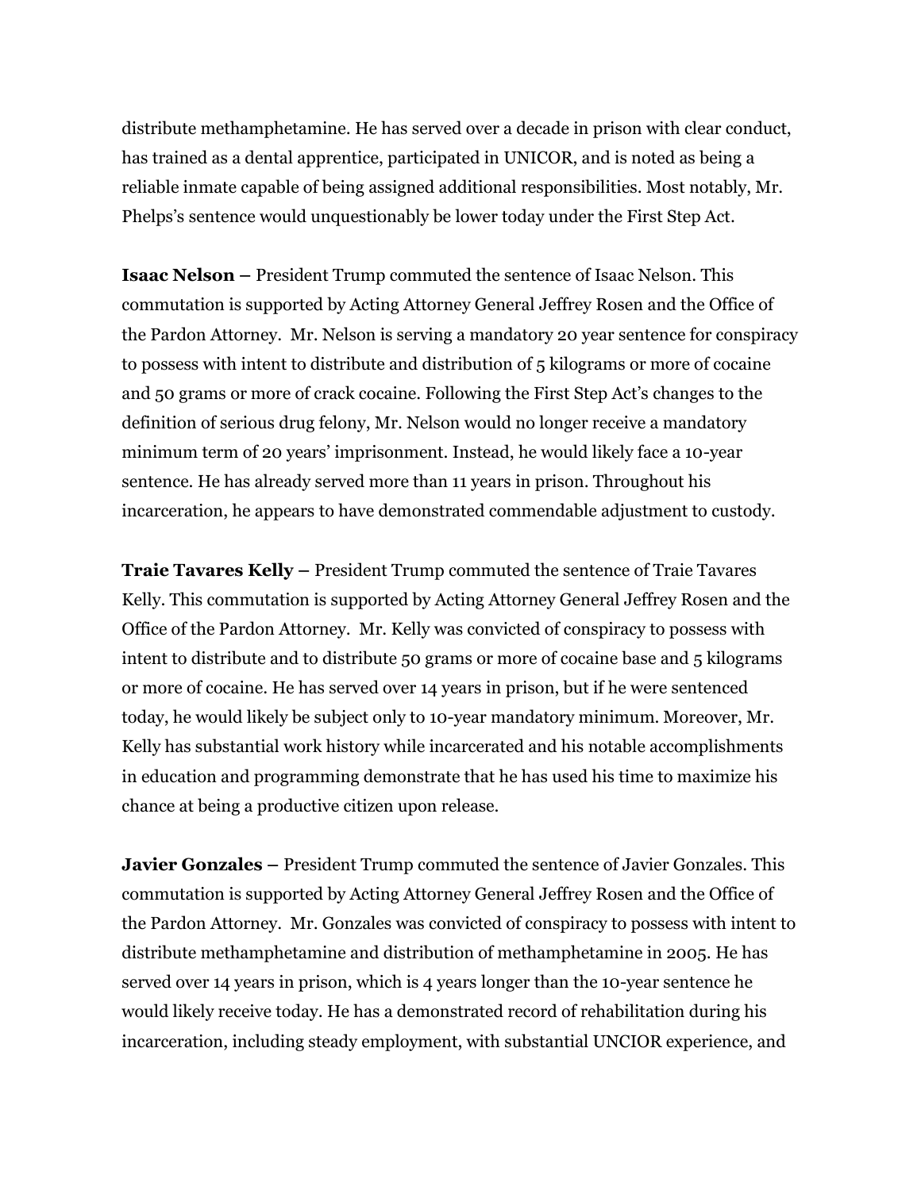distribute methamphetamine. He has served over a decade in prison with clear conduct, has trained as a dental apprentice, participated in UNICOR, and is noted as being a reliable inmate capable of being assigned additional responsibilities. Most notably, Mr. Phelps's sentence would unquestionably be lower today under the First Step Act.

**Isaac Nelson –** President Trump commuted the sentence of Isaac Nelson. This commutation is supported by Acting Attorney General Jeffrey Rosen and the Office of the Pardon Attorney. Mr. Nelson is serving a mandatory 20 year sentence for conspiracy to possess with intent to distribute and distribution of 5 kilograms or more of cocaine and 50 grams or more of crack cocaine. Following the First Step Act's changes to the definition of serious drug felony, Mr. Nelson would no longer receive a mandatory minimum term of 20 years' imprisonment. Instead, he would likely face a 10-year sentence. He has already served more than 11 years in prison. Throughout his incarceration, he appears to have demonstrated commendable adjustment to custody.

**Traie Tavares Kelly –** President Trump commuted the sentence of Traie Tavares Kelly. This commutation is supported by Acting Attorney General Jeffrey Rosen and the Office of the Pardon Attorney. Mr. Kelly was convicted of conspiracy to possess with intent to distribute and to distribute 50 grams or more of cocaine base and 5 kilograms or more of cocaine. He has served over 14 years in prison, but if he were sentenced today, he would likely be subject only to 10-year mandatory minimum. Moreover, Mr. Kelly has substantial work history while incarcerated and his notable accomplishments in education and programming demonstrate that he has used his time to maximize his chance at being a productive citizen upon release.

**Javier Gonzales –** President Trump commuted the sentence of Javier Gonzales. This commutation is supported by Acting Attorney General Jeffrey Rosen and the Office of the Pardon Attorney. Mr. Gonzales was convicted of conspiracy to possess with intent to distribute methamphetamine and distribution of methamphetamine in 2005. He has served over 14 years in prison, which is 4 years longer than the 10-year sentence he would likely receive today. He has a demonstrated record of rehabilitation during his incarceration, including steady employment, with substantial UNCIOR experience, and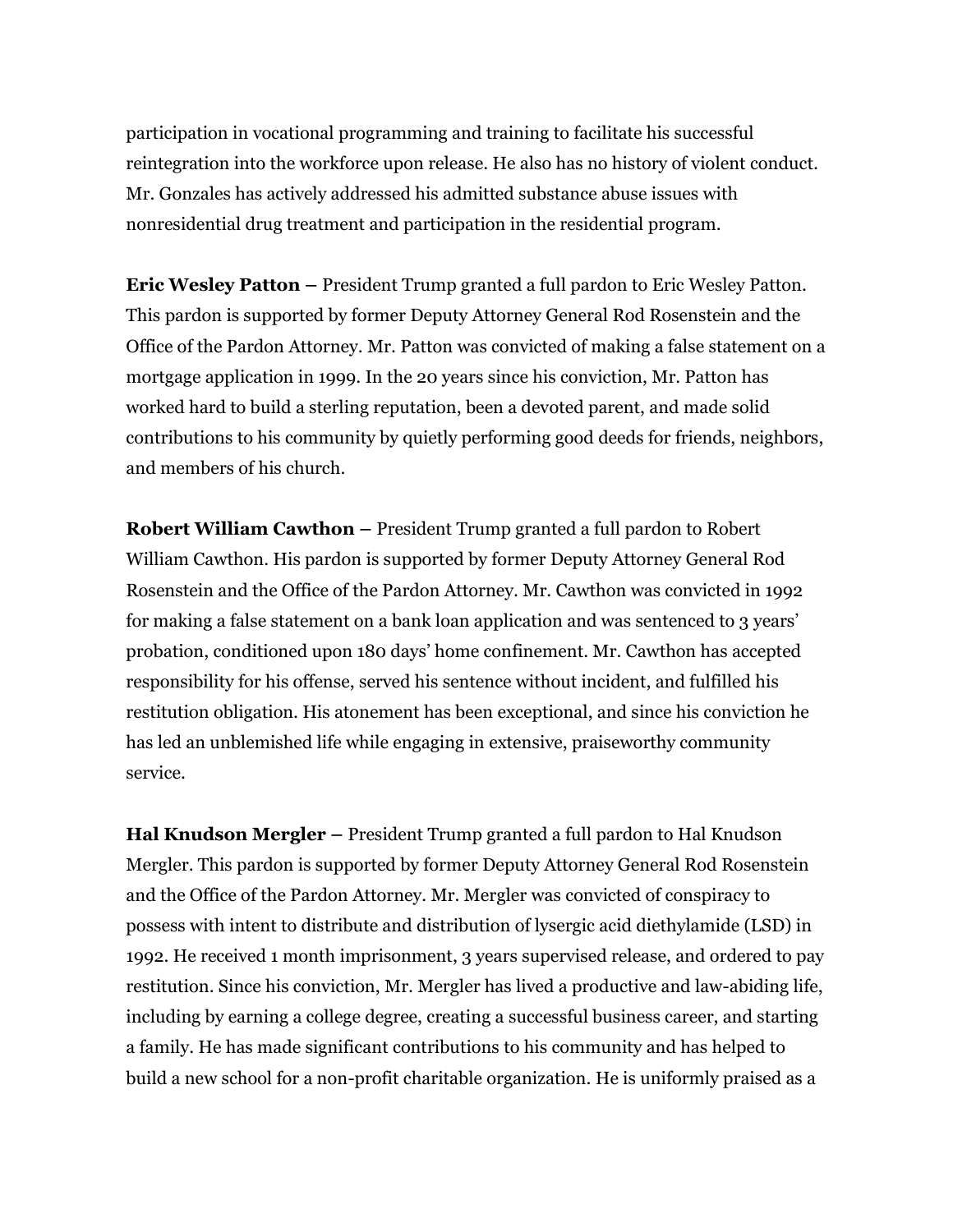participation in vocational programming and training to facilitate his successful reintegration into the workforce upon release. He also has no history of violent conduct. Mr. Gonzales has actively addressed his admitted substance abuse issues with nonresidential drug treatment and participation in the residential program.

**Eric Wesley Patton –** President Trump granted a full pardon to Eric Wesley Patton. This pardon is supported by former Deputy Attorney General Rod Rosenstein and the Office of the Pardon Attorney. Mr. Patton was convicted of making a false statement on a mortgage application in 1999. In the 20 years since his conviction, Mr. Patton has worked hard to build a sterling reputation, been a devoted parent, and made solid contributions to his community by quietly performing good deeds for friends, neighbors, and members of his church.

**Robert William Cawthon –** President Trump granted a full pardon to Robert William Cawthon. His pardon is supported by former Deputy Attorney General Rod Rosenstein and the Office of the Pardon Attorney. Mr. Cawthon was convicted in 1992 for making a false statement on a bank loan application and was sentenced to 3 years' probation, conditioned upon 180 days' home confinement. Mr. Cawthon has accepted responsibility for his offense, served his sentence without incident, and fulfilled his restitution obligation. His atonement has been exceptional, and since his conviction he has led an unblemished life while engaging in extensive, praiseworthy community service.

**Hal Knudson Mergler –** President Trump granted a full pardon to Hal Knudson Mergler. This pardon is supported by former Deputy Attorney General Rod Rosenstein and the Office of the Pardon Attorney. Mr. Mergler was convicted of conspiracy to possess with intent to distribute and distribution of lysergic acid diethylamide (LSD) in 1992. He received 1 month imprisonment, 3 years supervised release, and ordered to pay restitution. Since his conviction, Mr. Mergler has lived a productive and law-abiding life, including by earning a college degree, creating a successful business career, and starting a family. He has made significant contributions to his community and has helped to build a new school for a non-profit charitable organization. He is uniformly praised as a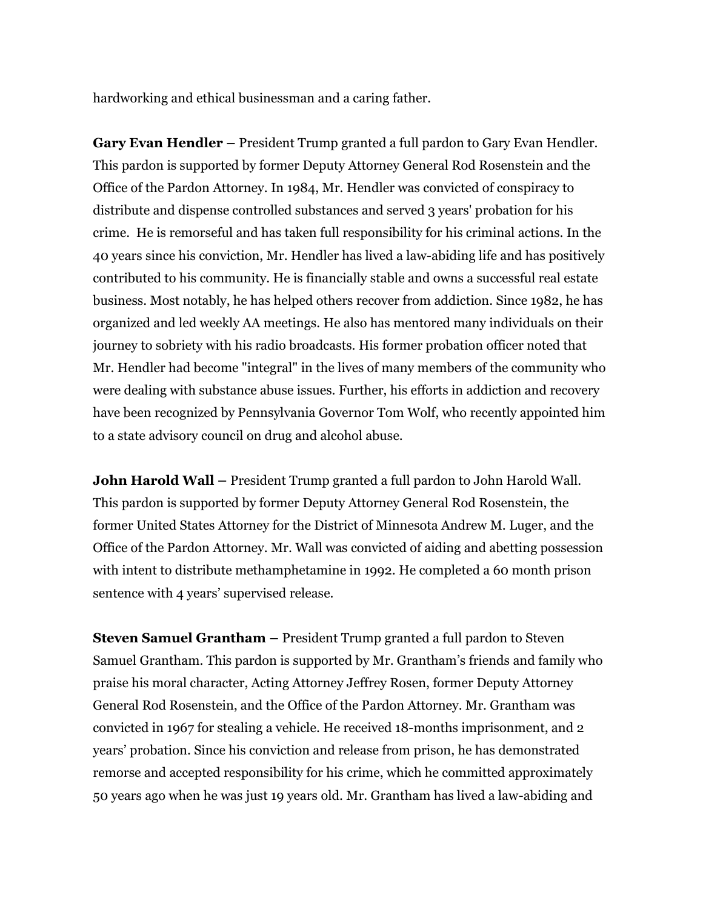hardworking and ethical businessman and a caring father.

**Gary Evan Hendler –** President Trump granted a full pardon to Gary Evan Hendler. This pardon is supported by former Deputy Attorney General Rod Rosenstein and the Office of the Pardon Attorney. In 1984, Mr. Hendler was convicted of conspiracy to distribute and dispense controlled substances and served 3 years' probation for his crime. He is remorseful and has taken full responsibility for his criminal actions. In the 40 years since his conviction, Mr. Hendler has lived a law-abiding life and has positively contributed to his community. He is financially stable and owns a successful real estate business. Most notably, he has helped others recover from addiction. Since 1982, he has organized and led weekly AA meetings. He also has mentored many individuals on their journey to sobriety with his radio broadcasts. His former probation officer noted that Mr. Hendler had become "integral" in the lives of many members of the community who were dealing with substance abuse issues. Further, his efforts in addiction and recovery have been recognized by Pennsylvania Governor Tom Wolf, who recently appointed him to a state advisory council on drug and alcohol abuse.

**John Harold Wall –** President Trump granted a full pardon to John Harold Wall. This pardon is supported by former Deputy Attorney General Rod Rosenstein, the former United States Attorney for the District of Minnesota Andrew M. Luger, and the Office of the Pardon Attorney. Mr. Wall was convicted of aiding and abetting possession with intent to distribute methamphetamine in 1992. He completed a 60 month prison sentence with 4 years' supervised release.

**Steven Samuel Grantham –** President Trump granted a full pardon to Steven Samuel Grantham. This pardon is supported by Mr. Grantham's friends and family who praise his moral character, Acting Attorney Jeffrey Rosen, former Deputy Attorney General Rod Rosenstein, and the Office of the Pardon Attorney. Mr. Grantham was convicted in 1967 for stealing a vehicle. He received 18-months imprisonment, and 2 years' probation. Since his conviction and release from prison, he has demonstrated remorse and accepted responsibility for his crime, which he committed approximately 50 years ago when he was just 19 years old. Mr. Grantham has lived a law-abiding and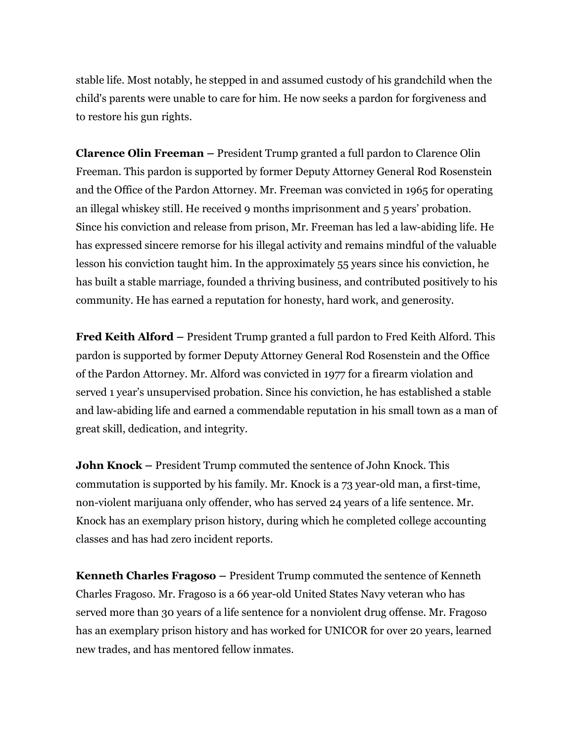stable life. Most notably, he stepped in and assumed custody of his grandchild when the child's parents were unable to care for him. He now seeks a pardon for forgiveness and to restore his gun rights.

**Clarence Olin Freeman –** President Trump granted a full pardon to Clarence Olin Freeman. This pardon is supported by former Deputy Attorney General Rod Rosenstein and the Office of the Pardon Attorney. Mr. Freeman was convicted in 1965 for operating an illegal whiskey still. He received 9 months imprisonment and 5 years' probation. Since his conviction and release from prison, Mr. Freeman has led a law-abiding life. He has expressed sincere remorse for his illegal activity and remains mindful of the valuable lesson his conviction taught him. In the approximately 55 years since his conviction, he has built a stable marriage, founded a thriving business, and contributed positively to his community. He has earned a reputation for honesty, hard work, and generosity.

**Fred Keith Alford –** President Trump granted a full pardon to Fred Keith Alford. This pardon is supported by former Deputy Attorney General Rod Rosenstein and the Office of the Pardon Attorney. Mr. Alford was convicted in 1977 for a firearm violation and served 1 year's unsupervised probation. Since his conviction, he has established a stable and law-abiding life and earned a commendable reputation in his small town as a man of great skill, dedication, and integrity.

**John Knock –** President Trump commuted the sentence of John Knock. This commutation is supported by his family. Mr. Knock is a 73 year-old man, a first-time, non-violent marijuana only offender, who has served 24 years of a life sentence. Mr. Knock has an exemplary prison history, during which he completed college accounting classes and has had zero incident reports.

**Kenneth Charles Fragoso –** President Trump commuted the sentence of Kenneth Charles Fragoso. Mr. Fragoso is a 66 year-old United States Navy veteran who has served more than 30 years of a life sentence for a nonviolent drug offense. Mr. Fragoso has an exemplary prison history and has worked for UNICOR for over 20 years, learned new trades, and has mentored fellow inmates.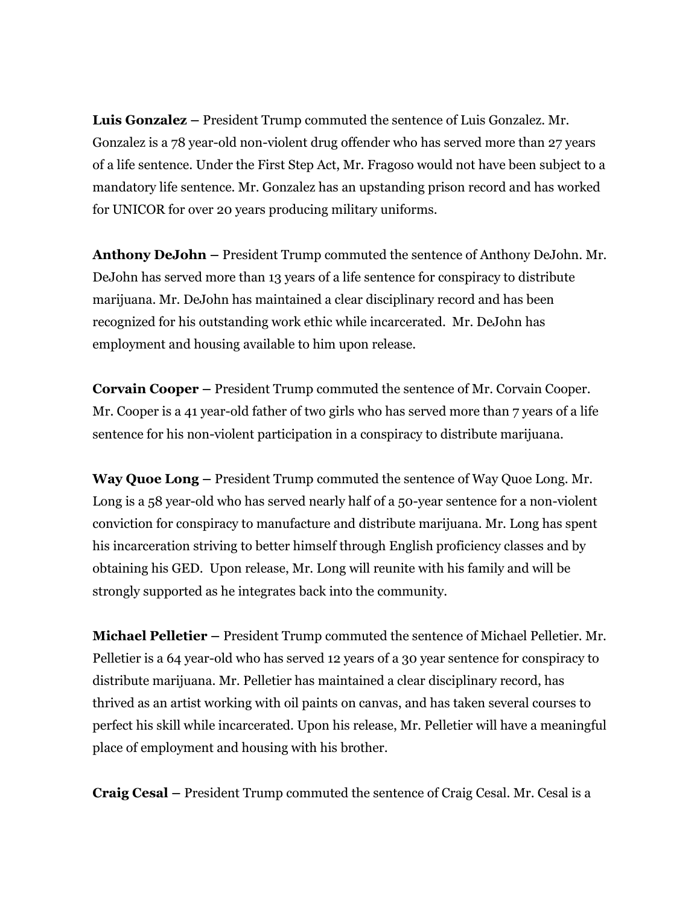**Luis Gonzalez –** President Trump commuted the sentence of Luis Gonzalez. Mr. Gonzalez is a 78 year-old non-violent drug offender who has served more than 27 years of a life sentence. Under the First Step Act, Mr. Fragoso would not have been subject to a mandatory life sentence. Mr. Gonzalez has an upstanding prison record and has worked for UNICOR for over 20 years producing military uniforms.

**Anthony DeJohn –** President Trump commuted the sentence of Anthony DeJohn. Mr. DeJohn has served more than 13 years of a life sentence for conspiracy to distribute marijuana. Mr. DeJohn has maintained a clear disciplinary record and has been recognized for his outstanding work ethic while incarcerated. Mr. DeJohn has employment and housing available to him upon release.

**Corvain Cooper –** President Trump commuted the sentence of Mr. Corvain Cooper. Mr. Cooper is a 41 year-old father of two girls who has served more than 7 years of a life sentence for his non-violent participation in a conspiracy to distribute marijuana.

**Way Quoe Long –** President Trump commuted the sentence of Way Quoe Long. Mr. Long is a 58 year-old who has served nearly half of a 50-year sentence for a non-violent conviction for conspiracy to manufacture and distribute marijuana. Mr. Long has spent his incarceration striving to better himself through English proficiency classes and by obtaining his GED. Upon release, Mr. Long will reunite with his family and will be strongly supported as he integrates back into the community.

**Michael Pelletier –** President Trump commuted the sentence of Michael Pelletier. Mr. Pelletier is a 64 year-old who has served 12 years of a 30 year sentence for conspiracy to distribute marijuana. Mr. Pelletier has maintained a clear disciplinary record, has thrived as an artist working with oil paints on canvas, and has taken several courses to perfect his skill while incarcerated. Upon his release, Mr. Pelletier will have a meaningful place of employment and housing with his brother.

**Craig Cesal –** President Trump commuted the sentence of Craig Cesal. Mr. Cesal is a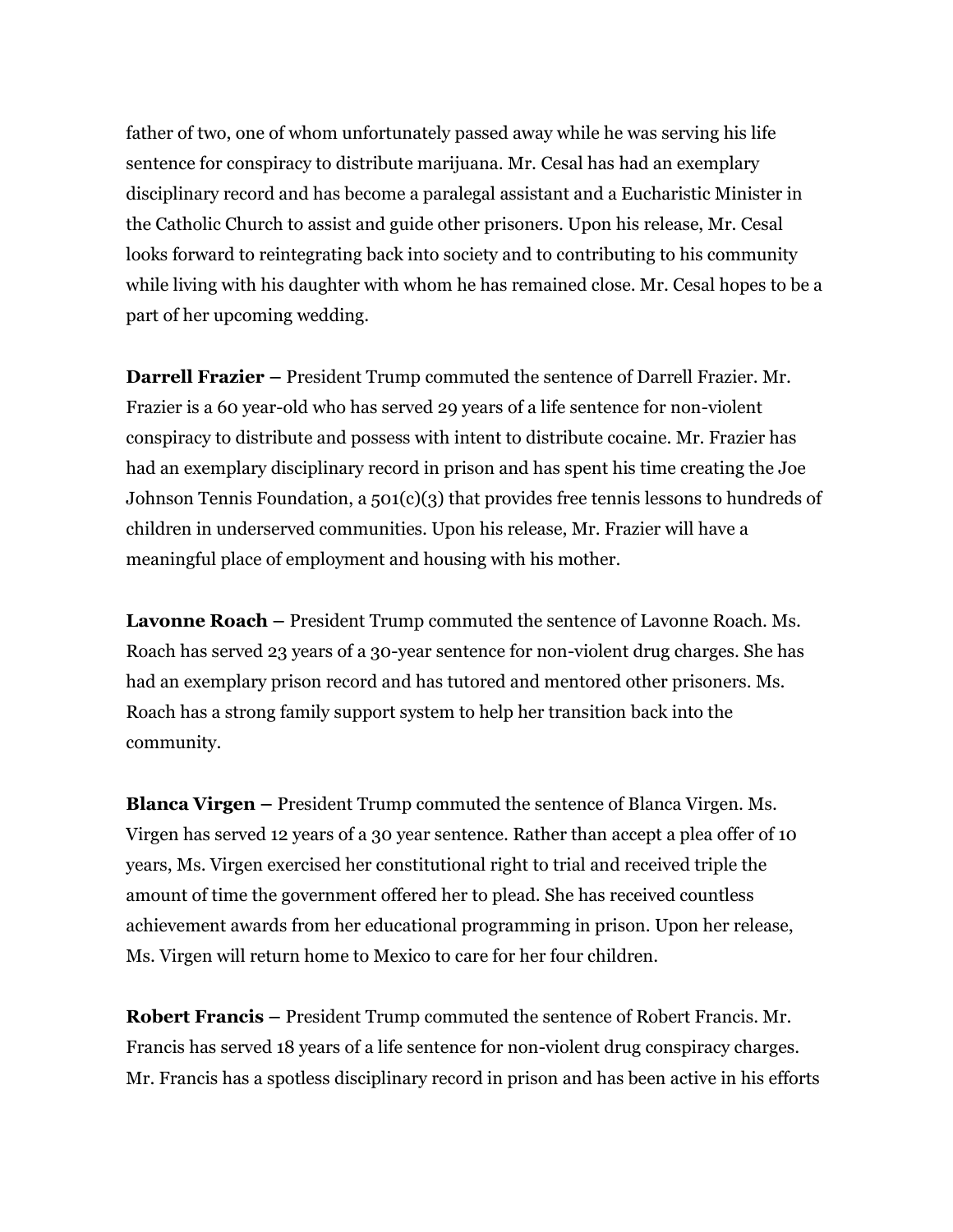father of two, one of whom unfortunately passed away while he was serving his life sentence for conspiracy to distribute marijuana. Mr. Cesal has had an exemplary disciplinary record and has become a paralegal assistant and a Eucharistic Minister in the Catholic Church to assist and guide other prisoners. Upon his release, Mr. Cesal looks forward to reintegrating back into society and to contributing to his community while living with his daughter with whom he has remained close. Mr. Cesal hopes to be a part of her upcoming wedding.

**Darrell Frazier –** President Trump commuted the sentence of Darrell Frazier. Mr. Frazier is a 60 year-old who has served 29 years of a life sentence for non-violent conspiracy to distribute and possess with intent to distribute cocaine. Mr. Frazier has had an exemplary disciplinary record in prison and has spent his time creating the Joe Johnson Tennis Foundation, a 501(c)(3) that provides free tennis lessons to hundreds of children in underserved communities. Upon his release, Mr. Frazier will have a meaningful place of employment and housing with his mother.

**Lavonne Roach –** President Trump commuted the sentence of Lavonne Roach. Ms. Roach has served 23 years of a 30-year sentence for non-violent drug charges. She has had an exemplary prison record and has tutored and mentored other prisoners. Ms. Roach has a strong family support system to help her transition back into the community.

**Blanca Virgen –** President Trump commuted the sentence of Blanca Virgen. Ms. Virgen has served 12 years of a 30 year sentence. Rather than accept a plea offer of 10 years, Ms. Virgen exercised her constitutional right to trial and received triple the amount of time the government offered her to plead. She has received countless achievement awards from her educational programming in prison. Upon her release, Ms. Virgen will return home to Mexico to care for her four children.

**Robert Francis –** President Trump commuted the sentence of Robert Francis. Mr. Francis has served 18 years of a life sentence for non-violent drug conspiracy charges. Mr. Francis has a spotless disciplinary record in prison and has been active in his efforts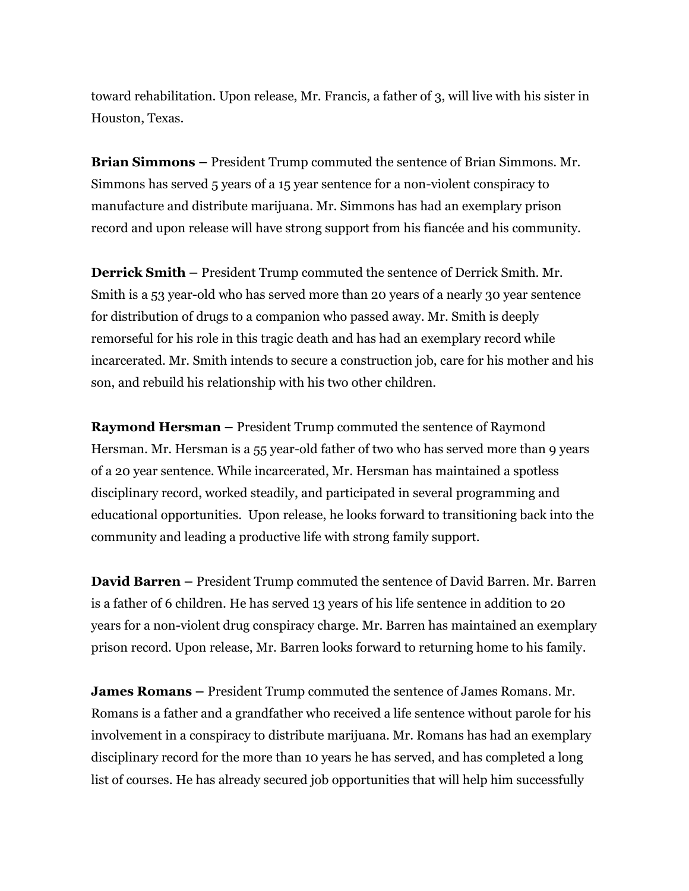toward rehabilitation. Upon release, Mr. Francis, a father of 3, will live with his sister in Houston, Texas.

**Brian Simmons –** President Trump commuted the sentence of Brian Simmons. Mr. Simmons has served 5 years of a 15 year sentence for a non-violent conspiracy to manufacture and distribute marijuana. Mr. Simmons has had an exemplary prison record and upon release will have strong support from his fiancée and his community.

**Derrick Smith –** President Trump commuted the sentence of Derrick Smith. Mr. Smith is a 53 year-old who has served more than 20 years of a nearly 30 year sentence for distribution of drugs to a companion who passed away. Mr. Smith is deeply remorseful for his role in this tragic death and has had an exemplary record while incarcerated. Mr. Smith intends to secure a construction job, care for his mother and his son, and rebuild his relationship with his two other children.

**Raymond Hersman –** President Trump commuted the sentence of Raymond Hersman. Mr. Hersman is a 55 year-old father of two who has served more than 9 years of a 20 year sentence. While incarcerated, Mr. Hersman has maintained a spotless disciplinary record, worked steadily, and participated in several programming and educational opportunities.  Upon release, he looks forward to transitioning back into the community and leading a productive life with strong family support.

**David Barren –** President Trump commuted the sentence of David Barren. Mr. Barren is a father of 6 children. He has served 13 years of his life sentence in addition to 20 years for a non-violent drug conspiracy charge. Mr. Barren has maintained an exemplary prison record. Upon release, Mr. Barren looks forward to returning home to his family.

**James Romans –** President Trump commuted the sentence of James Romans. Mr. Romans is a father and a grandfather who received a life sentence without parole for his involvement in a conspiracy to distribute marijuana. Mr. Romans has had an exemplary disciplinary record for the more than 10 years he has served, and has completed a long list of courses. He has already secured job opportunities that will help him successfully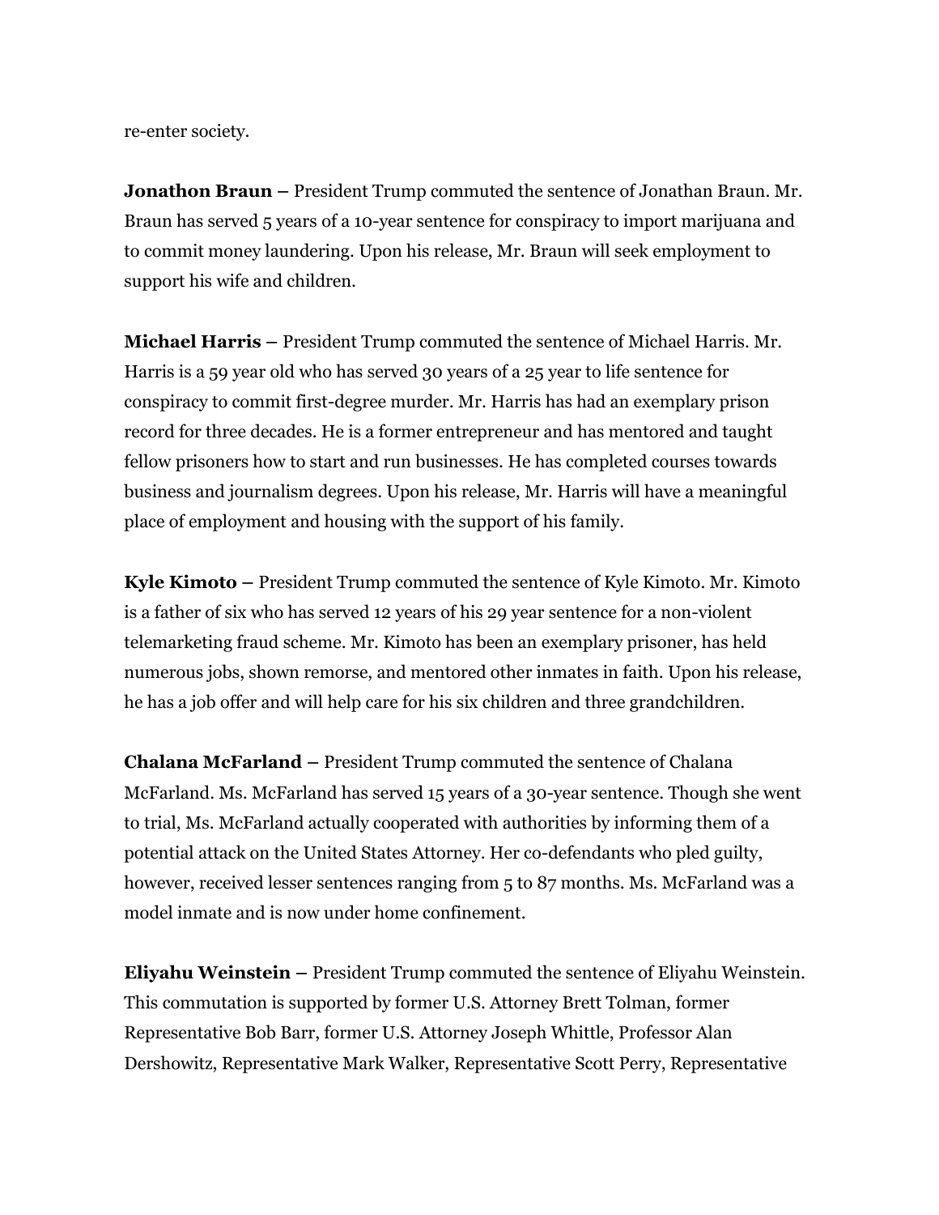re-enter society.

**Jonathon Braun –** President Trump commuted the sentence of Jonathan Braun. Mr. Braun has served 5 years of a 10-year sentence for conspiracy to import marijuana and to commit money laundering. Upon his release, Mr. Braun will seek employment to support his wife and children.

**Michael Harris –** President Trump commuted the sentence of Michael Harris. Mr. Harris is a 59 year old who has served 30 years of a 25 year to life sentence for conspiracy to commit first-degree murder. Mr. Harris has had an exemplary prison record for three decades. He is a former entrepreneur and has mentored and taught fellow prisoners how to start and run businesses. He has completed courses towards business and journalism degrees. Upon his release, Mr. Harris will have a meaningful place of employment and housing with the support of his family.

**Kyle Kimoto –** President Trump commuted the sentence of Kyle Kimoto. Mr. Kimoto is a father of six who has served 12 years of his 29 year sentence for a non-violent telemarketing fraud scheme. Mr. Kimoto has been an exemplary prisoner, has held numerous jobs, shown remorse, and mentored other inmates in faith. Upon his release, he has a job offer and will help care for his six children and three grandchildren.

**Chalana McFarland –** President Trump commuted the sentence of Chalana McFarland. Ms. McFarland has served 15 years of a 30-year sentence. Though she went to trial, Ms. McFarland actually cooperated with authorities by informing them of a potential attack on the United States Attorney. Her co-defendants who pled guilty, however, received lesser sentences ranging from 5 to 87 months. Ms. McFarland was a model inmate and is now under home confinement.

**Eliyahu Weinstein –** President Trump commuted the sentence of Eliyahu Weinstein. This commutation is supported by former U.S. Attorney Brett Tolman, former Representative Bob Barr, former U.S. Attorney Joseph Whittle, Professor Alan Dershowitz, Representative Mark Walker, Representative Scott Perry, Representative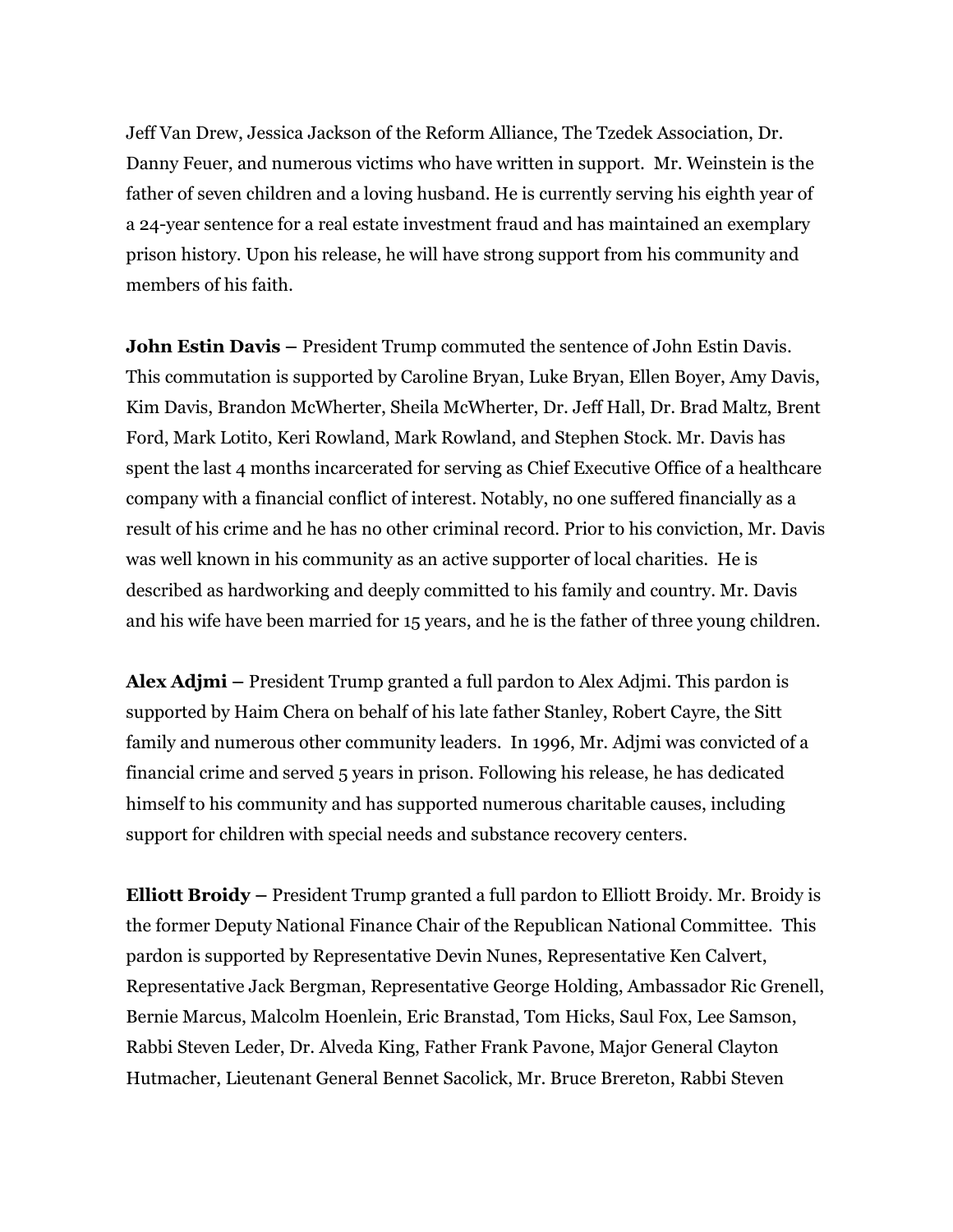Jeff Van Drew, Jessica Jackson of the Reform Alliance, The Tzedek Association, Dr. Danny Feuer, and numerous victims who have written in support. Mr. Weinstein is the father of seven children and a loving husband. He is currently serving his eighth year of a 24-year sentence for a real estate investment fraud and has maintained an exemplary prison history. Upon his release, he will have strong support from his community and members of his faith.

**John Estin Davis –** President Trump commuted the sentence of John Estin Davis. This commutation is supported by Caroline Bryan, Luke Bryan, Ellen Boyer, Amy Davis, Kim Davis, Brandon McWherter, Sheila McWherter, Dr. Jeff Hall, Dr. Brad Maltz, Brent Ford, Mark Lotito, Keri Rowland, Mark Rowland, and Stephen Stock. Mr. Davis has spent the last 4 months incarcerated for serving as Chief Executive Office of a healthcare company with a financial conflict of interest. Notably, no one suffered financially as a result of his crime and he has no other criminal record. Prior to his conviction, Mr. Davis was well known in his community as an active supporter of local charities. He is described as hardworking and deeply committed to his family and country. Mr. Davis and his wife have been married for 15 years, and he is the father of three young children.

**Alex Adjmi –** President Trump granted a full pardon to Alex Adjmi. This pardon is supported by Haim Chera on behalf of his late father Stanley, Robert Cayre, the Sitt family and numerous other community leaders. In 1996, Mr. Adjmi was convicted of a financial crime and served 5 years in prison. Following his release, he has dedicated himself to his community and has supported numerous charitable causes, including support for children with special needs and substance recovery centers.

**Elliott Broidy –** President Trump granted a full pardon to Elliott Broidy. Mr. Broidy is the former Deputy National Finance Chair of the Republican National Committee. This pardon is supported by Representative Devin Nunes, Representative Ken Calvert, Representative Jack Bergman, Representative George Holding, Ambassador Ric Grenell, Bernie Marcus, Malcolm Hoenlein, Eric Branstad, Tom Hicks, Saul Fox, Lee Samson, Rabbi Steven Leder, Dr. Alveda King, Father Frank Pavone, Major General Clayton Hutmacher, Lieutenant General Bennet Sacolick, Mr. Bruce Brereton, Rabbi Steven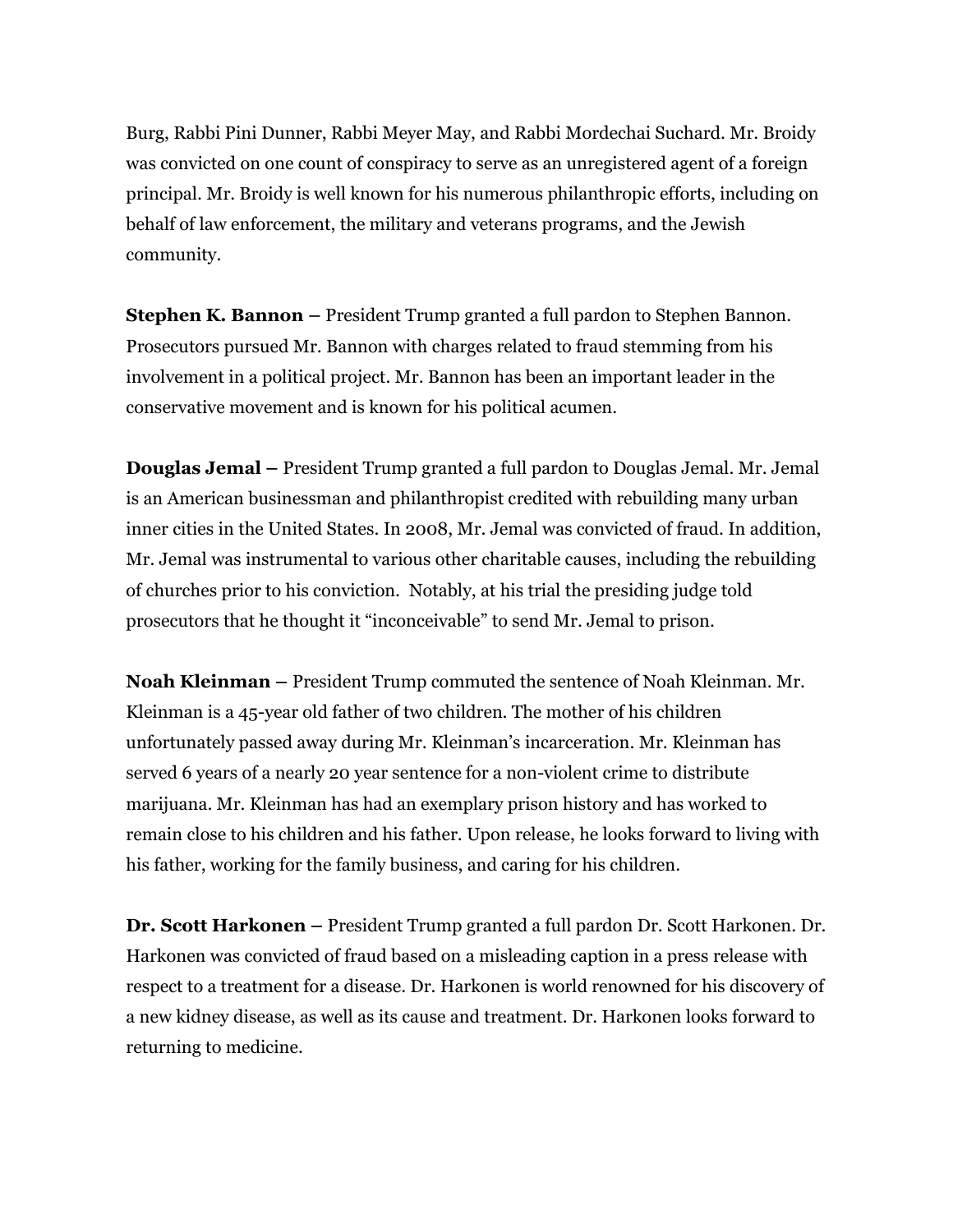Burg, Rabbi Pini Dunner, Rabbi Meyer May, and Rabbi Mordechai Suchard. Mr. Broidy was convicted on one count of conspiracy to serve as an unregistered agent of a foreign principal. Mr. Broidy is well known for his numerous philanthropic efforts, including on behalf of law enforcement, the military and veterans programs, and the Jewish community.

**Stephen K. Bannon –** President Trump granted a full pardon to Stephen Bannon. Prosecutors pursued Mr. Bannon with charges related to fraud stemming from his involvement in a political project. Mr. Bannon has been an important leader in the conservative movement and is known for his political acumen.

**Douglas Jemal –** President Trump granted a full pardon to Douglas Jemal. Mr. Jemal is an American businessman and philanthropist credited with rebuilding many urban inner cities in the United States. In 2008, Mr. Jemal was convicted of fraud. In addition, Mr. Jemal was instrumental to various other charitable causes, including the rebuilding of churches prior to his conviction. Notably, at his trial the presiding judge told prosecutors that he thought it "inconceivable" to send Mr. Jemal to prison.

**Noah Kleinman –** President Trump commuted the sentence of Noah Kleinman. Mr. Kleinman is a 45-year old father of two children. The mother of his children unfortunately passed away during Mr. Kleinman's incarceration. Mr. Kleinman has served 6 years of a nearly 20 year sentence for a non-violent crime to distribute marijuana. Mr. Kleinman has had an exemplary prison history and has worked to remain close to his children and his father. Upon release, he looks forward to living with his father, working for the family business, and caring for his children.

**Dr. Scott Harkonen –** President Trump granted a full pardon Dr. Scott Harkonen. Dr. Harkonen was convicted of fraud based on a misleading caption in a press release with respect to a treatment for a disease. Dr. Harkonen is world renowned for his discovery of a new kidney disease, as well as its cause and treatment. Dr. Harkonen looks forward to returning to medicine.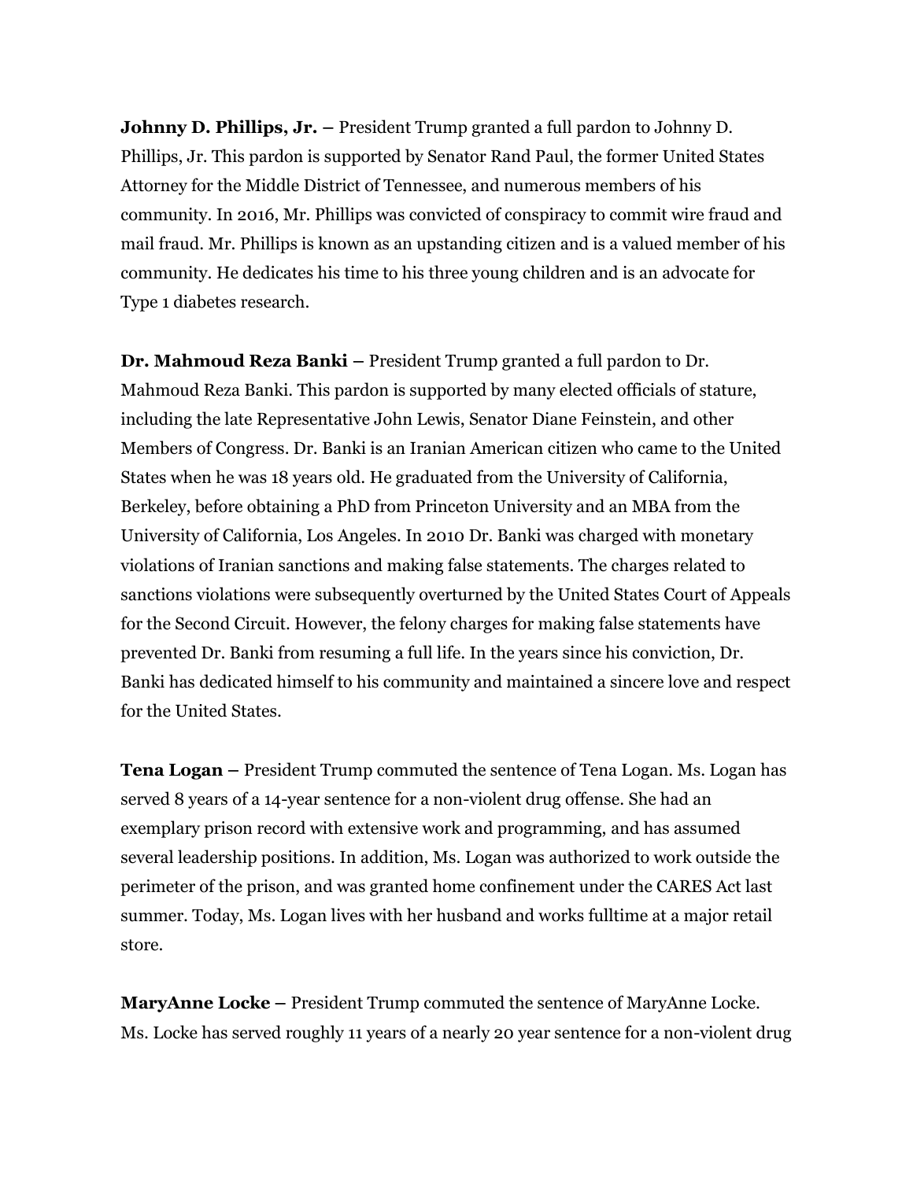**Johnny D. Phillips, Jr.** – President Trump granted a full pardon to Johnny D. Phillips, Jr. This pardon is supported by Senator Rand Paul, the former United States Attorney for the Middle District of Tennessee, and numerous members of his community. In 2016, Mr. Phillips was convicted of conspiracy to commit wire fraud and mail fraud. Mr. Phillips is known as an upstanding citizen and is a valued member of his community. He dedicates his time to his three young children and is an advocate for Type 1 diabetes research.

**Dr. Mahmoud Reza Banki** – President Trump granted a full pardon to Dr. Mahmoud Reza Banki. This pardon is supported by many elected officials of stature, including the late Representative John Lewis, Senator Diane Feinstein, and other Members of Congress. Dr. Banki is an Iranian American citizen who came to the United States when he was 18 years old. He graduated from the University of California, Berkeley, before obtaining a PhD from Princeton University and an MBA from the University of California, Los Angeles. In 2010 Dr. Banki was charged with monetary violations of Iranian sanctions and making false statements. The charges related to sanctions violations were subsequently overturned by the United States Court of Appeals for the Second Circuit. However, the felony charges for making false statements have prevented Dr. Banki from resuming a full life. In the years since his conviction, Dr. Banki has dedicated himself to his community and maintained a sincere love and respect for the United States.

**Tena Logan** – President Trump commuted the sentence of Tena Logan. Ms. Logan has served 8 years of a 14-year sentence for a non-violent drug offense. She had an exemplary prison record with extensive work and programming, and has assumed several leadership positions. In addition, Ms. Logan was authorized to work outside the perimeter of the prison, and was granted home confinement under the CARES Act last summer. Today, Ms. Logan lives with her husband and works fulltime at a major retail store.

**MaryAnne Locke** – President Trump commuted the sentence of MaryAnne Locke. Ms. Locke has served roughly 11 years of a nearly 20 year sentence for a non-violent drug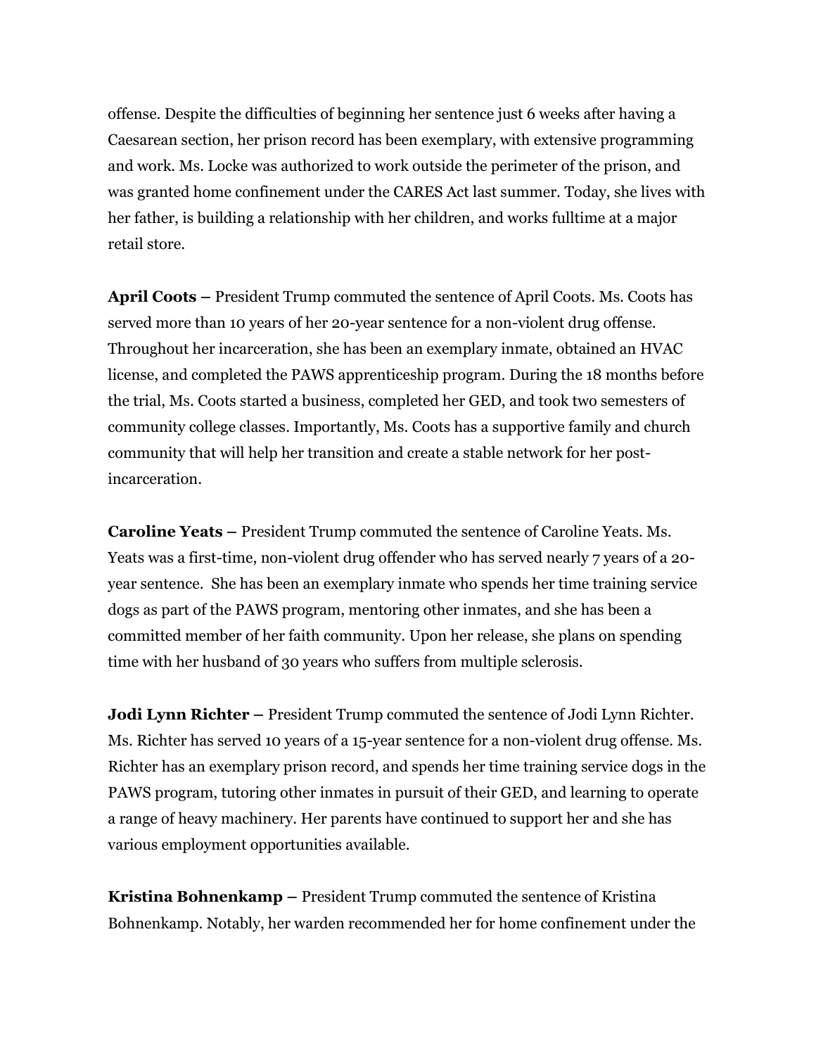offense. Despite the difficulties of beginning her sentence just 6 weeks after having a Caesarean section, her prison record has been exemplary, with extensive programming and work. Ms. Locke was authorized to work outside the perimeter of the prison, and was granted home confinement under the CARES Act last summer. Today, she lives with her father, is building a relationship with her children, and works fulltime at a major retail store.

**April Coots –** President Trump commuted the sentence of April Coots. Ms. Coots has served more than 10 years of her 20-year sentence for a non-violent drug offense. Throughout her incarceration, she has been an exemplary inmate, obtained an HVAC license, and completed the PAWS apprenticeship program. During the 18 months before the trial, Ms. Coots started a business, completed her GED, and took two semesters of community college classes. Importantly, Ms. Coots has a supportive family and church community that will help her transition and create a stable network for her post-incarceration.

**Caroline Yeats –** President Trump commuted the sentence of Caroline Yeats. Ms. Yeats was a first-time, non-violent drug offender who has served nearly 7 years of a 20-year sentence. She has been an exemplary inmate who spends her time training service dogs as part of the PAWS program, mentoring other inmates, and she has been a committed member of her faith community. Upon her release, she plans on spending time with her husband of 30 years who suffers from multiple sclerosis.

**Jodi Lynn Richter –** President Trump commuted the sentence of Jodi Lynn Richter. Ms. Richter has served 10 years of a 15-year sentence for a non-violent drug offense. Ms. Richter has an exemplary prison record, and spends her time training service dogs in the PAWS program, tutoring other inmates in pursuit of their GED, and learning to operate a range of heavy machinery. Her parents have continued to support her and she has various employment opportunities available.

**Kristina Bohnenkamp –** President Trump commuted the sentence of Kristina Bohnenkamp. Notably, her warden recommended her for home confinement under the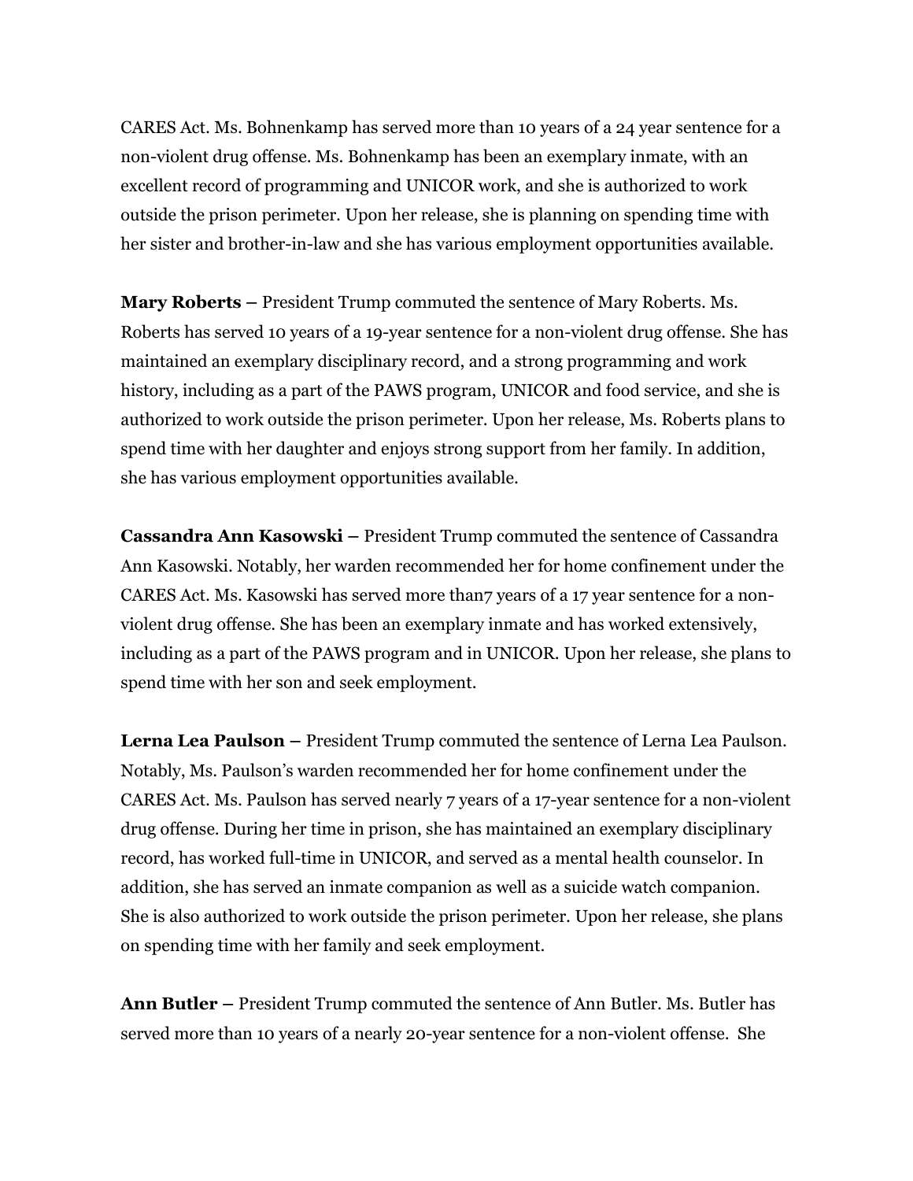CARES Act. Ms. Bohnenkamp has served more than 10 years of a 24 year sentence for a non-violent drug offense. Ms. Bohnenkamp has been an exemplary inmate, with an excellent record of programming and UNICOR work, and she is authorized to work outside the prison perimeter. Upon her release, she is planning on spending time with her sister and brother-in-law and she has various employment opportunities available.

**Mary Roberts** – President Trump commuted the sentence of Mary Roberts. Ms. Roberts has served 10 years of a 19-year sentence for a non-violent drug offense. She has maintained an exemplary disciplinary record, and a strong programming and work history, including as a part of the PAWS program, UNICOR and food service, and she is authorized to work outside the prison perimeter. Upon her release, Ms. Roberts plans to spend time with her daughter and enjoys strong support from her family. In addition, she has various employment opportunities available.

**Cassandra Ann Kasowski** – President Trump commuted the sentence of Cassandra Ann Kasowski. Notably, her warden recommended her for home confinement under the CARES Act. Ms. Kasowski has served more than7 years of a 17 year sentence for a non-violent drug offense. She has been an exemplary inmate and has worked extensively, including as a part of the PAWS program and in UNICOR. Upon her release, she plans to spend time with her son and seek employment.

**Lerna Lea Paulson** – President Trump commuted the sentence of Lerna Lea Paulson. Notably, Ms. Paulson's warden recommended her for home confinement under the CARES Act. Ms. Paulson has served nearly 7 years of a 17-year sentence for a non-violent drug offense. During her time in prison, she has maintained an exemplary disciplinary record, has worked full-time in UNICOR, and served as a mental health counselor. In addition, she has served an inmate companion as well as a suicide watch companion. She is also authorized to work outside the prison perimeter. Upon her release, she plans on spending time with her family and seek employment.

**Ann Butler** – President Trump commuted the sentence of Ann Butler. Ms. Butler has served more than 10 years of a nearly 20-year sentence for a non-violent offense. She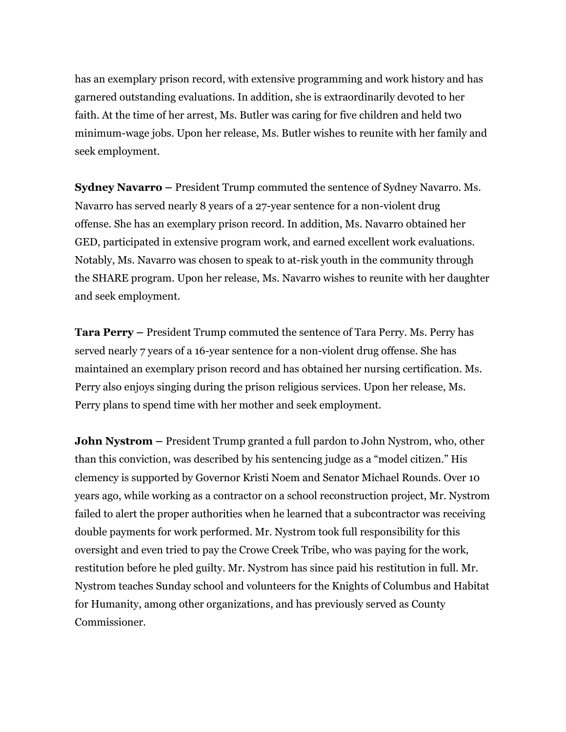has an exemplary prison record, with extensive programming and work history and has garnered outstanding evaluations. In addition, she is extraordinarily devoted to her faith. At the time of her arrest, Ms. Butler was caring for five children and held two minimum-wage jobs. Upon her release, Ms. Butler wishes to reunite with her family and seek employment.

**Sydney Navarro** – President Trump commuted the sentence of Sydney Navarro. Ms. Navarro has served nearly 8 years of a 27-year sentence for a non-violent drug offense. She has an exemplary prison record. In addition, Ms. Navarro obtained her GED, participated in extensive program work, and earned excellent work evaluations. Notably, Ms. Navarro was chosen to speak to at-risk youth in the community through the SHARE program. Upon her release, Ms. Navarro wishes to reunite with her daughter and seek employment.

**Tara Perry** – President Trump commuted the sentence of Tara Perry. Ms. Perry has served nearly 7 years of a 16-year sentence for a non-violent drug offense. She has maintained an exemplary prison record and has obtained her nursing certification. Ms. Perry also enjoys singing during the prison religious services. Upon her release, Ms. Perry plans to spend time with her mother and seek employment.

**John Nystrom** – President Trump granted a full pardon to John Nystrom, who, other than this conviction, was described by his sentencing judge as a "model citizen." His clemency is supported by Governor Kristi Noem and Senator Michael Rounds. Over 10 years ago, while working as a contractor on a school reconstruction project, Mr. Nystrom failed to alert the proper authorities when he learned that a subcontractor was receiving double payments for work performed. Mr. Nystrom took full responsibility for this oversight and even tried to pay the Crowe Creek Tribe, who was paying for the work, restitution before he pled guilty. Mr. Nystrom has since paid his restitution in full. Mr. Nystrom teaches Sunday school and volunteers for the Knights of Columbus and Habitat for Humanity, among other organizations, and has previously served as County Commissioner.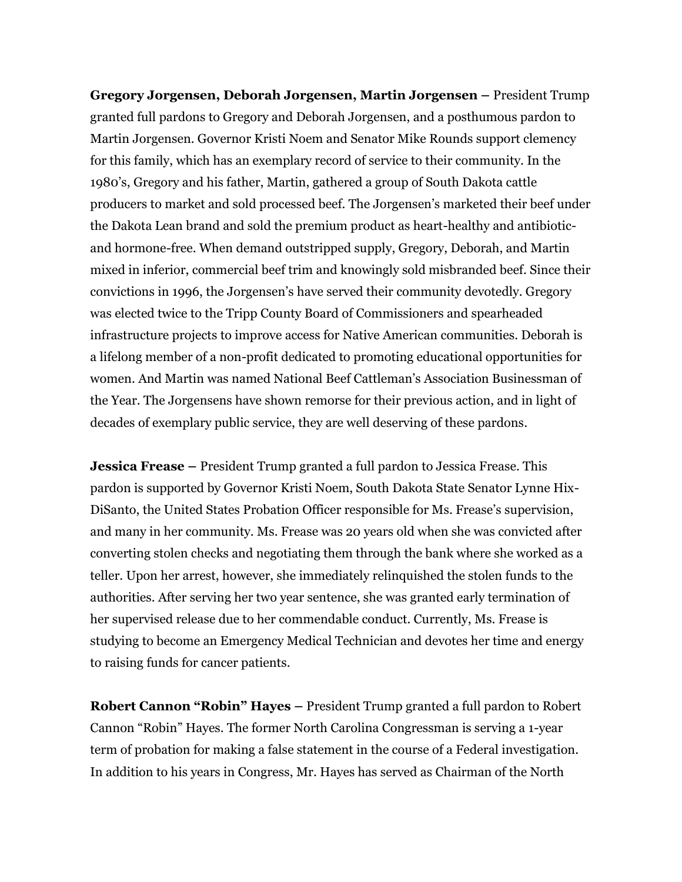**Gregory Jorgensen, Deborah Jorgensen, Martin Jorgensen** – President Trump granted full pardons to Gregory and Deborah Jorgensen, and a posthumous pardon to Martin Jorgensen. Governor Kristi Noem and Senator Mike Rounds support clemency for this family, which has an exemplary record of service to their community. In the 1980's, Gregory and his father, Martin, gathered a group of South Dakota cattle producers to market and sold processed beef. The Jorgensen's marketed their beef under the Dakota Lean brand and sold the premium product as heart-healthy and antibiotic- and hormone-free. When demand outstripped supply, Gregory, Deborah, and Martin mixed in inferior, commercial beef trim and knowingly sold misbranded beef. Since their convictions in 1996, the Jorgensen's have served their community devotedly. Gregory was elected twice to the Tripp County Board of Commissioners and spearheaded infrastructure projects to improve access for Native American communities. Deborah is a lifelong member of a non-profit dedicated to promoting educational opportunities for women. And Martin was named National Beef Cattleman's Association Businessman of the Year. The Jorgensens have shown remorse for their previous action, and in light of decades of exemplary public service, they are well deserving of these pardons.

**Jessica Frease** – President Trump granted a full pardon to Jessica Frease. This pardon is supported by Governor Kristi Noem, South Dakota State Senator Lynne Hix-DiSanto, the United States Probation Officer responsible for Ms. Frease's supervision, and many in her community. Ms. Frease was 20 years old when she was convicted after converting stolen checks and negotiating them through the bank where she worked as a teller. Upon her arrest, however, she immediately relinquished the stolen funds to the authorities. After serving her two year sentence, she was granted early termination of her supervised release due to her commendable conduct. Currently, Ms. Frease is studying to become an Emergency Medical Technician and devotes her time and energy to raising funds for cancer patients.

**Robert Cannon "Robin" Hayes** – President Trump granted a full pardon to Robert Cannon "Robin" Hayes. The former North Carolina Congressman is serving a 1-year term of probation for making a false statement in the course of a Federal investigation. In addition to his years in Congress, Mr. Hayes has served as Chairman of the North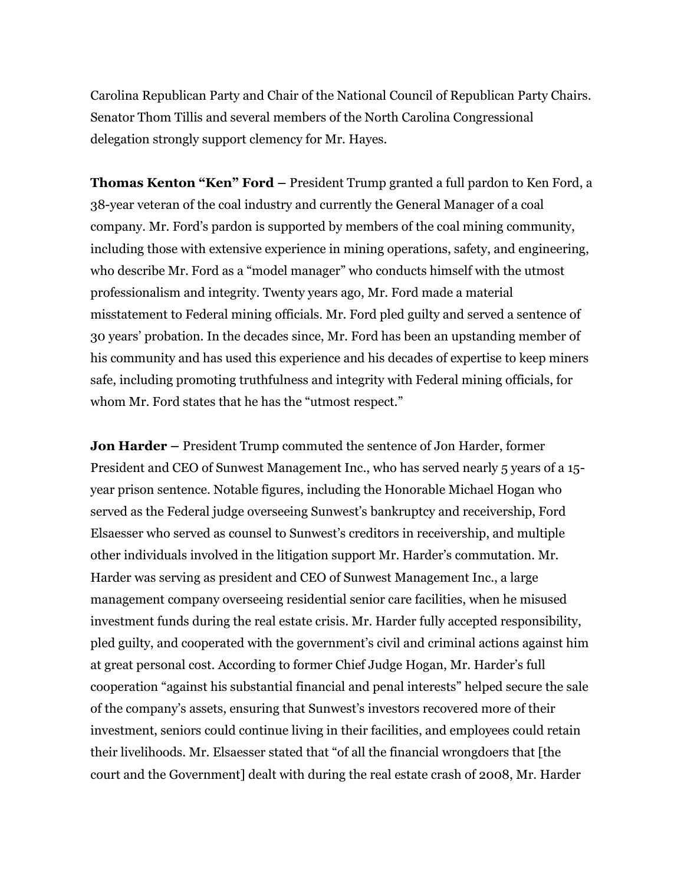Carolina Republican Party and Chair of the National Council of Republican Party Chairs. Senator Thom Tillis and several members of the North Carolina Congressional delegation strongly support clemency for Mr. Hayes.

**Thomas Kenton "Ken" Ford –** President Trump granted a full pardon to Ken Ford, a 38-year veteran of the coal industry and currently the General Manager of a coal company. Mr. Ford's pardon is supported by members of the coal mining community, including those with extensive experience in mining operations, safety, and engineering, who describe Mr. Ford as a "model manager" who conducts himself with the utmost professionalism and integrity. Twenty years ago, Mr. Ford made a material misstatement to Federal mining officials. Mr. Ford pled guilty and served a sentence of 30 years' probation. In the decades since, Mr. Ford has been an upstanding member of his community and has used this experience and his decades of expertise to keep miners safe, including promoting truthfulness and integrity with Federal mining officials, for whom Mr. Ford states that he has the "utmost respect."

**Jon Harder –** President Trump commuted the sentence of Jon Harder, former President and CEO of Sunwest Management Inc., who has served nearly 5 years of a 15-year prison sentence. Notable figures, including the Honorable Michael Hogan who served as the Federal judge overseeing Sunwest's bankruptcy and receivership, Ford Elsaesser who served as counsel to Sunwest's creditors in receivership, and multiple other individuals involved in the litigation support Mr. Harder's commutation. Mr. Harder was serving as president and CEO of Sunwest Management Inc., a large management company overseeing residential senior care facilities, when he misused investment funds during the real estate crisis. Mr. Harder fully accepted responsibility, pled guilty, and cooperated with the government's civil and criminal actions against him at great personal cost. According to former Chief Judge Hogan, Mr. Harder's full cooperation "against his substantial financial and penal interests" helped secure the sale of the company's assets, ensuring that Sunwest's investors recovered more of their investment, seniors could continue living in their facilities, and employees could retain their livelihoods. Mr. Elsaesser stated that "of all the financial wrongdoers that [the court and the Government] dealt with during the real estate crash of 2008, Mr. Harder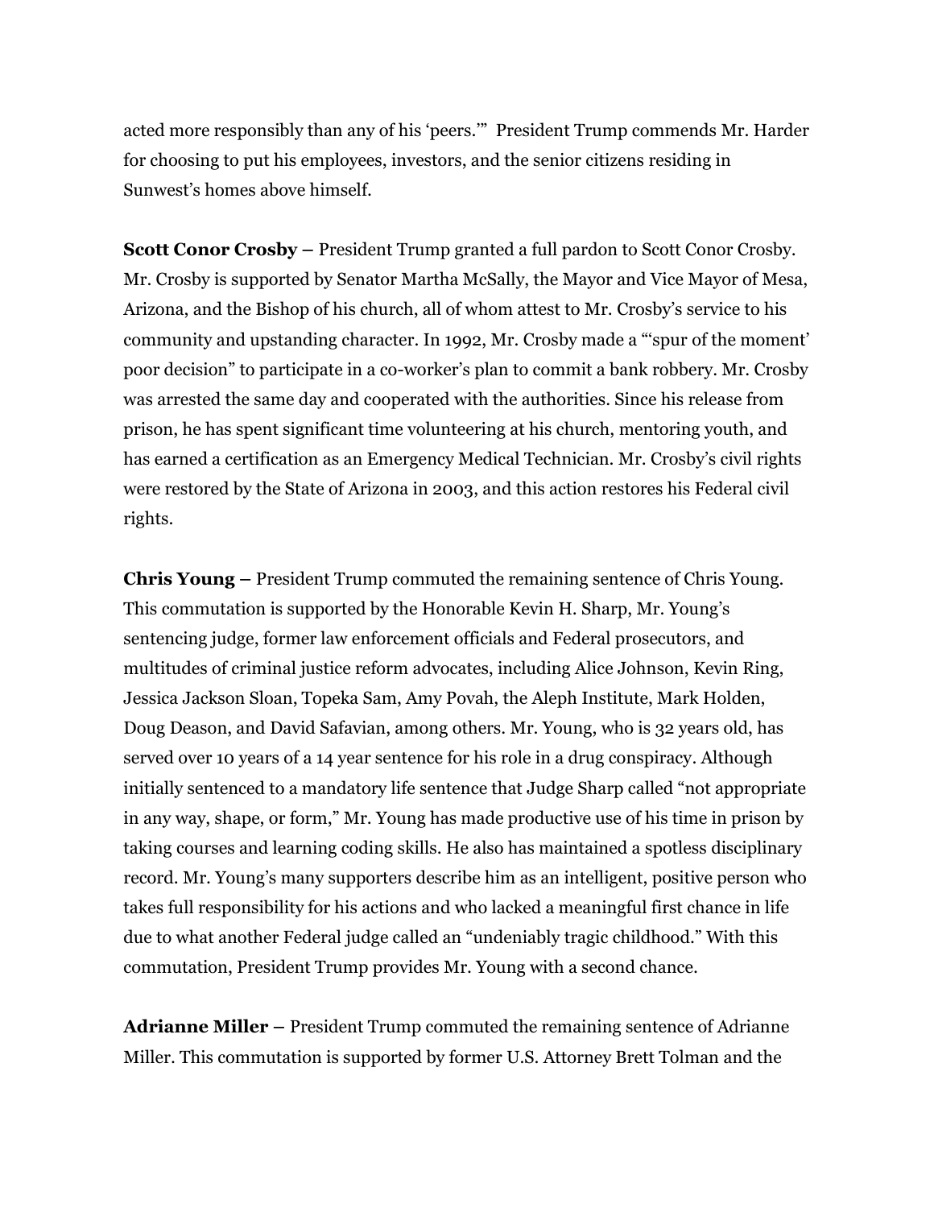acted more responsibly than any of his 'peers.'" President Trump commends Mr. Harder for choosing to put his employees, investors, and the senior citizens residing in Sunwest's homes above himself.

**Scott Conor Crosby –** President Trump granted a full pardon to Scott Conor Crosby. Mr. Crosby is supported by Senator Martha McSally, the Mayor and Vice Mayor of Mesa, Arizona, and the Bishop of his church, all of whom attest to Mr. Crosby's service to his community and upstanding character. In 1992, Mr. Crosby made a "'spur of the moment' poor decision" to participate in a co-worker's plan to commit a bank robbery. Mr. Crosby was arrested the same day and cooperated with the authorities. Since his release from prison, he has spent significant time volunteering at his church, mentoring youth, and has earned a certification as an Emergency Medical Technician. Mr. Crosby's civil rights were restored by the State of Arizona in 2003, and this action restores his Federal civil rights.

**Chris Young –** President Trump commuted the remaining sentence of Chris Young. This commutation is supported by the Honorable Kevin H. Sharp, Mr. Young's sentencing judge, former law enforcement officials and Federal prosecutors, and multitudes of criminal justice reform advocates, including Alice Johnson, Kevin Ring, Jessica Jackson Sloan, Topeka Sam, Amy Povah, the Aleph Institute, Mark Holden, Doug Deason, and David Safavian, among others. Mr. Young, who is 32 years old, has served over 10 years of a 14 year sentence for his role in a drug conspiracy. Although initially sentenced to a mandatory life sentence that Judge Sharp called "not appropriate in any way, shape, or form," Mr. Young has made productive use of his time in prison by taking courses and learning coding skills. He also has maintained a spotless disciplinary record. Mr. Young's many supporters describe him as an intelligent, positive person who takes full responsibility for his actions and who lacked a meaningful first chance in life due to what another Federal judge called an "undeniably tragic childhood." With this commutation, President Trump provides Mr. Young with a second chance.

**Adrianne Miller –** President Trump commuted the remaining sentence of Adrianne Miller. This commutation is supported by former U.S. Attorney Brett Tolman and the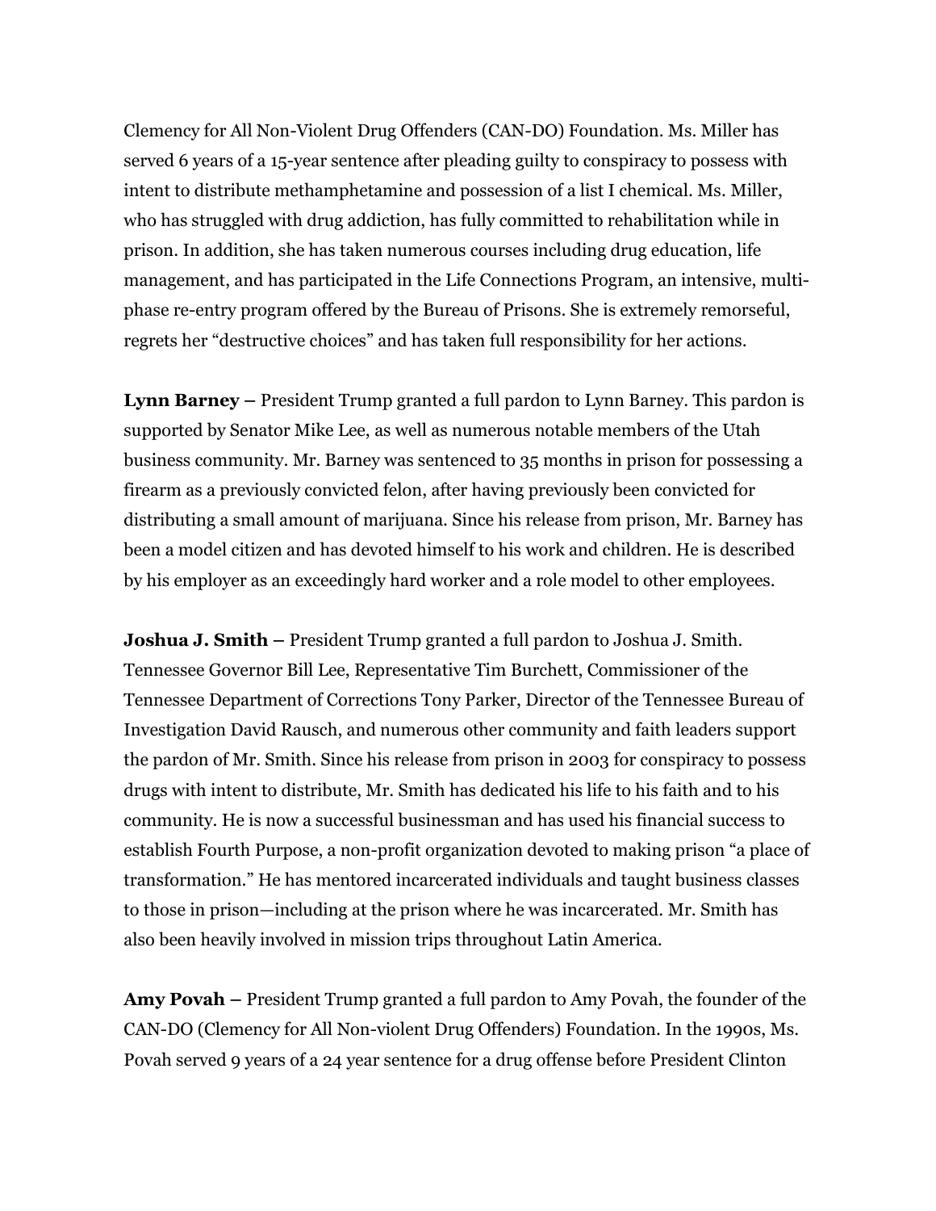Clemency for All Non-Violent Drug Offenders (CAN-DO) Foundation. Ms. Miller has served 6 years of a 15-year sentence after pleading guilty to conspiracy to possess with intent to distribute methamphetamine and possession of a list I chemical. Ms. Miller, who has struggled with drug addiction, has fully committed to rehabilitation while in prison. In addition, she has taken numerous courses including drug education, life management, and has participated in the Life Connections Program, an intensive, multi-phase re-entry program offered by the Bureau of Prisons. She is extremely remorseful, regrets her "destructive choices" and has taken full responsibility for her actions.

**Lynn Barney –** President Trump granted a full pardon to Lynn Barney. This pardon is supported by Senator Mike Lee, as well as numerous notable members of the Utah business community. Mr. Barney was sentenced to 35 months in prison for possessing a firearm as a previously convicted felon, after having previously been convicted for distributing a small amount of marijuana. Since his release from prison, Mr. Barney has been a model citizen and has devoted himself to his work and children. He is described by his employer as an exceedingly hard worker and a role model to other employees.

**Joshua J. Smith –** President Trump granted a full pardon to Joshua J. Smith. Tennessee Governor Bill Lee, Representative Tim Burchett, Commissioner of the Tennessee Department of Corrections Tony Parker, Director of the Tennessee Bureau of Investigation David Rausch, and numerous other community and faith leaders support the pardon of Mr. Smith. Since his release from prison in 2003 for conspiracy to possess drugs with intent to distribute, Mr. Smith has dedicated his life to his faith and to his community. He is now a successful businessman and has used his financial success to establish Fourth Purpose, a non-profit organization devoted to making prison "a place of transformation." He has mentored incarcerated individuals and taught business classes to those in prison—including at the prison where he was incarcerated. Mr. Smith has also been heavily involved in mission trips throughout Latin America.

**Amy Povah –** President Trump granted a full pardon to Amy Povah, the founder of the CAN-DO (Clemency for All Non-violent Drug Offenders) Foundation. In the 1990s, Ms. Povah served 9 years of a 24 year sentence for a drug offense before President Clinton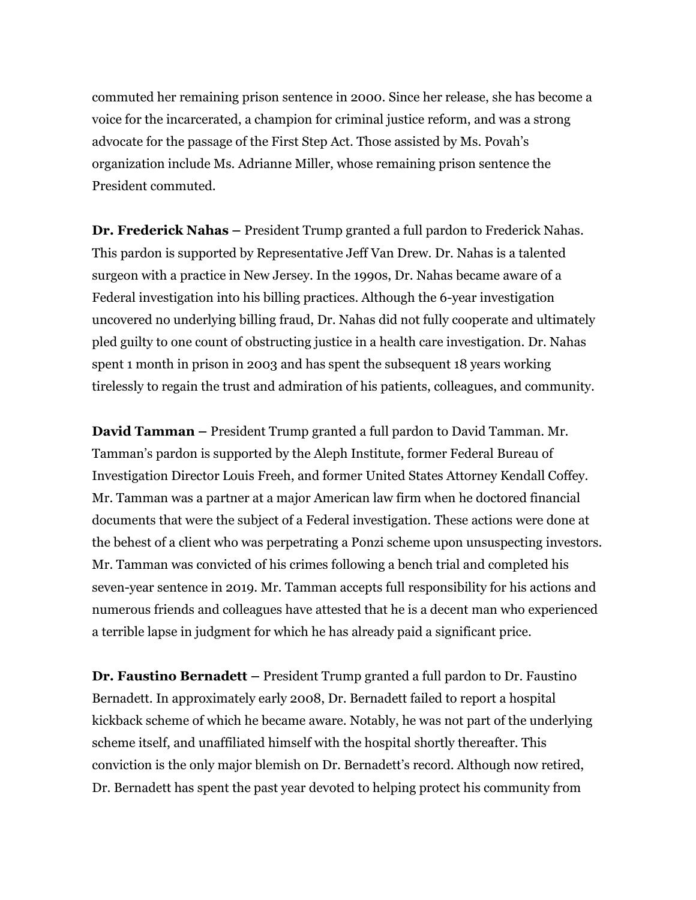commuted her remaining prison sentence in 2000. Since her release, she has become a voice for the incarcerated, a champion for criminal justice reform, and was a strong advocate for the passage of the First Step Act. Those assisted by Ms. Povah's organization include Ms. Adrianne Miller, whose remaining prison sentence the President commuted.

**Dr. Frederick Nahas –** President Trump granted a full pardon to Frederick Nahas. This pardon is supported by Representative Jeff Van Drew. Dr. Nahas is a talented surgeon with a practice in New Jersey. In the 1990s, Dr. Nahas became aware of a Federal investigation into his billing practices. Although the 6-year investigation uncovered no underlying billing fraud, Dr. Nahas did not fully cooperate and ultimately pled guilty to one count of obstructing justice in a health care investigation. Dr. Nahas spent 1 month in prison in 2003 and has spent the subsequent 18 years working tirelessly to regain the trust and admiration of his patients, colleagues, and community.

**David Tamman –** President Trump granted a full pardon to David Tamman. Mr. Tamman's pardon is supported by the Aleph Institute, former Federal Bureau of Investigation Director Louis Freeh, and former United States Attorney Kendall Coffey. Mr. Tamman was a partner at a major American law firm when he doctored financial documents that were the subject of a Federal investigation. These actions were done at the behest of a client who was perpetrating a Ponzi scheme upon unsuspecting investors. Mr. Tamman was convicted of his crimes following a bench trial and completed his seven-year sentence in 2019. Mr. Tamman accepts full responsibility for his actions and numerous friends and colleagues have attested that he is a decent man who experienced a terrible lapse in judgment for which he has already paid a significant price.

**Dr. Faustino Bernadett –** President Trump granted a full pardon to Dr. Faustino Bernadett. In approximately early 2008, Dr. Bernadett failed to report a hospital kickback scheme of which he became aware. Notably, he was not part of the underlying scheme itself, and unaffiliated himself with the hospital shortly thereafter. This conviction is the only major blemish on Dr. Bernadett's record. Although now retired, Dr. Bernadett has spent the past year devoted to helping protect his community from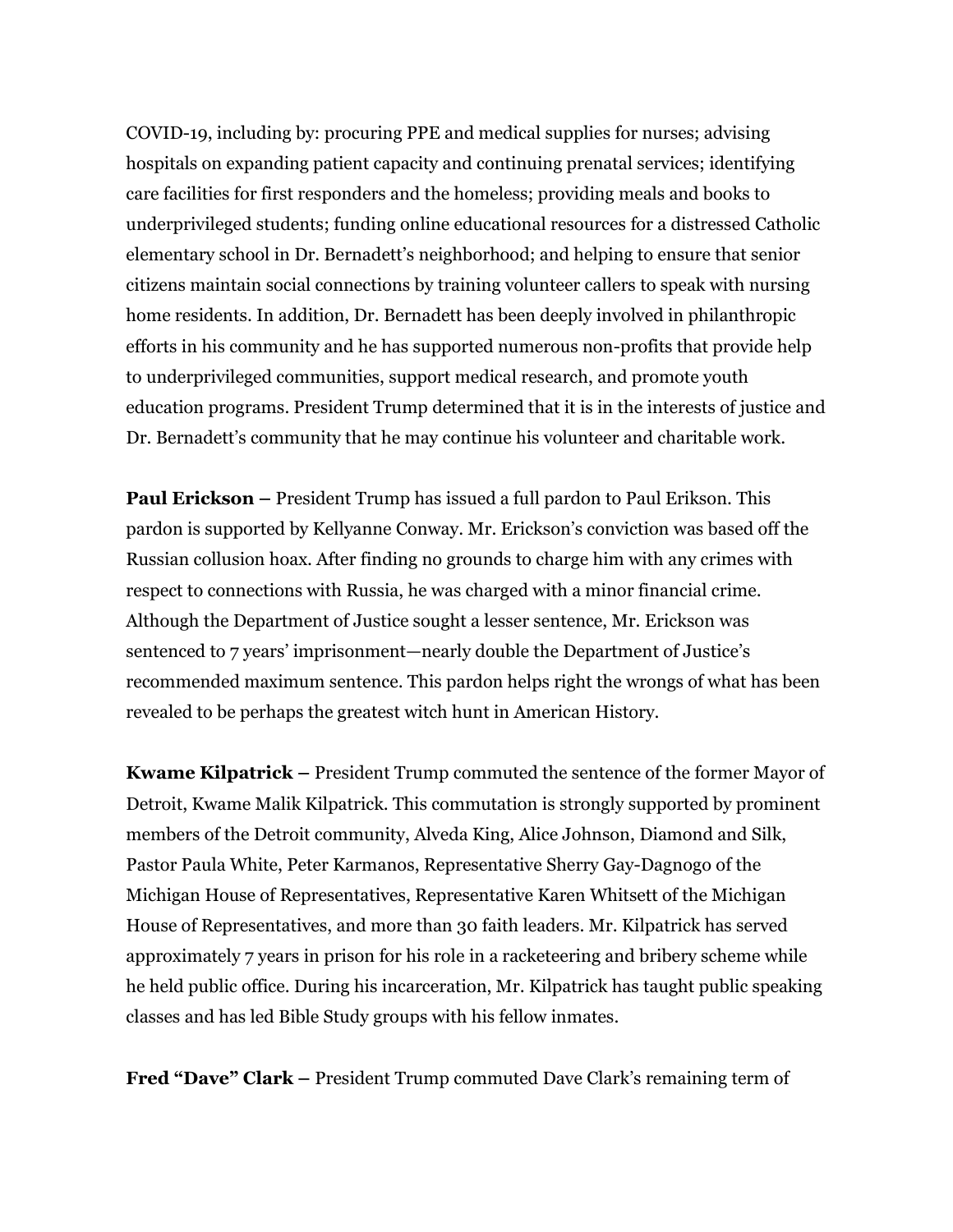COVID-19, including by: procuring PPE and medical supplies for nurses; advising hospitals on expanding patient capacity and continuing prenatal services; identifying care facilities for first responders and the homeless; providing meals and books to underprivileged students; funding online educational resources for a distressed Catholic elementary school in Dr. Bernadett's neighborhood; and helping to ensure that senior citizens maintain social connections by training volunteer callers to speak with nursing home residents. In addition, Dr. Bernadett has been deeply involved in philanthropic efforts in his community and he has supported numerous non-profits that provide help to underprivileged communities, support medical research, and promote youth education programs. President Trump determined that it is in the interests of justice and Dr. Bernadett's community that he may continue his volunteer and charitable work.

**Paul Erickson –** President Trump has issued a full pardon to Paul Erikson. This pardon is supported by Kellyanne Conway. Mr. Erickson's conviction was based off the Russian collusion hoax. After finding no grounds to charge him with any crimes with respect to connections with Russia, he was charged with a minor financial crime. Although the Department of Justice sought a lesser sentence, Mr. Erickson was sentenced to 7 years' imprisonment—nearly double the Department of Justice's recommended maximum sentence. This pardon helps right the wrongs of what has been revealed to be perhaps the greatest witch hunt in American History.

**Kwame Kilpatrick –** President Trump commuted the sentence of the former Mayor of Detroit, Kwame Malik Kilpatrick. This commutation is strongly supported by prominent members of the Detroit community, Alveda King, Alice Johnson, Diamond and Silk, Pastor Paula White, Peter Karmanos, Representative Sherry Gay-Dagnogo of the Michigan House of Representatives, Representative Karen Whitsett of the Michigan House of Representatives, and more than 30 faith leaders. Mr. Kilpatrick has served approximately 7 years in prison for his role in a racketeering and bribery scheme while he held public office. During his incarceration, Mr. Kilpatrick has taught public speaking classes and has led Bible Study groups with his fellow inmates.

**Fred "Dave" Clark –** President Trump commuted Dave Clark's remaining term of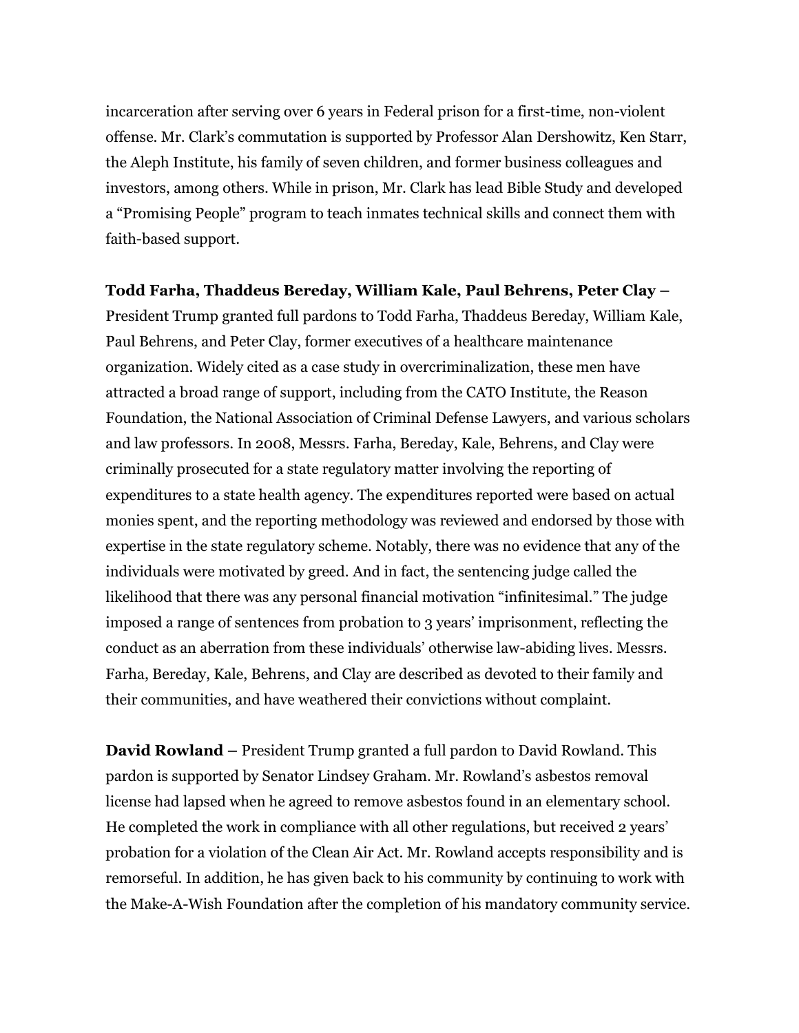incarceration after serving over 6 years in Federal prison for a first-time, non-violent offense. Mr. Clark's commutation is supported by Professor Alan Dershowitz, Ken Starr, the Aleph Institute, his family of seven children, and former business colleagues and investors, among others. While in prison, Mr. Clark has lead Bible Study and developed a "Promising People" program to teach inmates technical skills and connect them with faith-based support.

**Todd Farha, Thaddeus Bereday, William Kale, Paul Behrens, Peter Clay –** President Trump granted full pardons to Todd Farha, Thaddeus Bereday, William Kale, Paul Behrens, and Peter Clay, former executives of a healthcare maintenance organization. Widely cited as a case study in overcriminalization, these men have attracted a broad range of support, including from the CATO Institute, the Reason Foundation, the National Association of Criminal Defense Lawyers, and various scholars and law professors. In 2008, Messrs. Farha, Bereday, Kale, Behrens, and Clay were criminally prosecuted for a state regulatory matter involving the reporting of expenditures to a state health agency. The expenditures reported were based on actual monies spent, and the reporting methodology was reviewed and endorsed by those with expertise in the state regulatory scheme. Notably, there was no evidence that any of the individuals were motivated by greed. And in fact, the sentencing judge called the likelihood that there was any personal financial motivation "infinitesimal." The judge imposed a range of sentences from probation to 3 years' imprisonment, reflecting the conduct as an aberration from these individuals' otherwise law-abiding lives. Messrs. Farha, Bereday, Kale, Behrens, and Clay are described as devoted to their family and their communities, and have weathered their convictions without complaint.

**David Rowland –** President Trump granted a full pardon to David Rowland. This pardon is supported by Senator Lindsey Graham. Mr. Rowland's asbestos removal license had lapsed when he agreed to remove asbestos found in an elementary school. He completed the work in compliance with all other regulations, but received 2 years' probation for a violation of the Clean Air Act. Mr. Rowland accepts responsibility and is remorseful. In addition, he has given back to his community by continuing to work with the Make-A-Wish Foundation after the completion of his mandatory community service.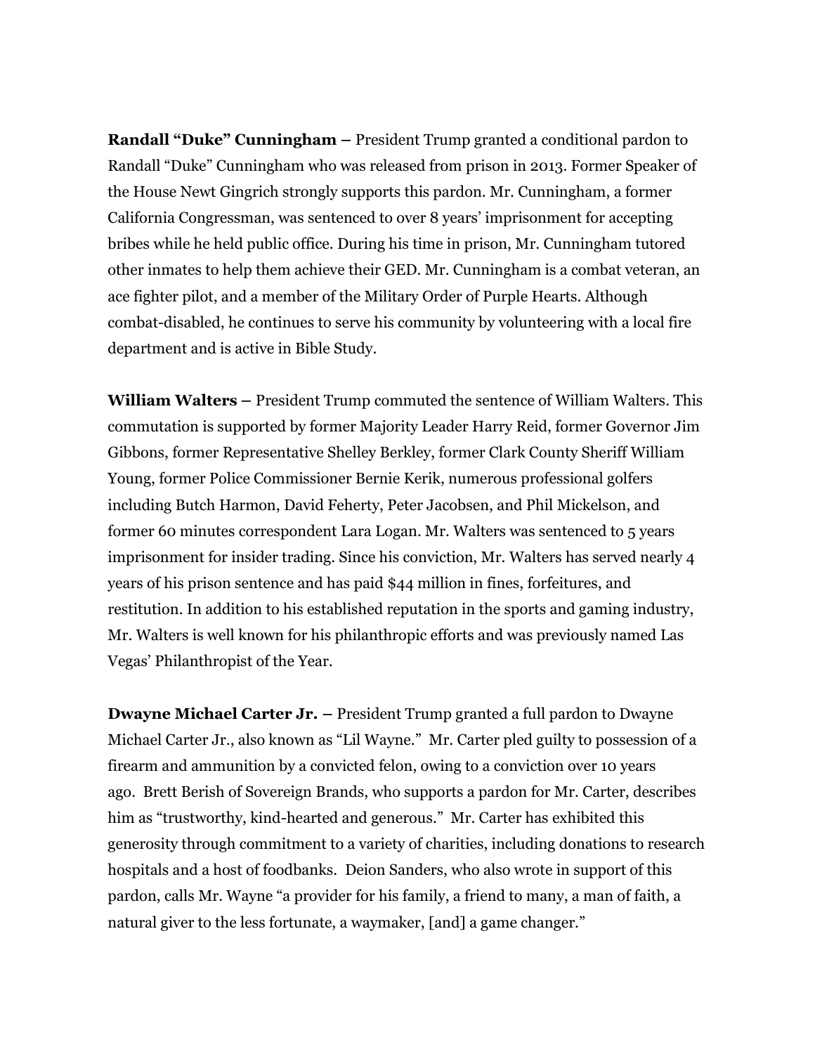**Randall "Duke" Cunningham –** President Trump granted a conditional pardon to Randall "Duke" Cunningham who was released from prison in 2013. Former Speaker of the House Newt Gingrich strongly supports this pardon. Mr. Cunningham, a former California Congressman, was sentenced to over 8 years' imprisonment for accepting bribes while he held public office. During his time in prison, Mr. Cunningham tutored other inmates to help them achieve their GED. Mr. Cunningham is a combat veteran, an ace fighter pilot, and a member of the Military Order of Purple Hearts. Although combat-disabled, he continues to serve his community by volunteering with a local fire department and is active in Bible Study.

**William Walters –** President Trump commuted the sentence of William Walters. This commutation is supported by former Majority Leader Harry Reid, former Governor Jim Gibbons, former Representative Shelley Berkley, former Clark County Sheriff William Young, former Police Commissioner Bernie Kerik, numerous professional golfers including Butch Harmon, David Feherty, Peter Jacobsen, and Phil Mickelson, and former 60 minutes correspondent Lara Logan. Mr. Walters was sentenced to 5 years imprisonment for insider trading. Since his conviction, Mr. Walters has served nearly 4 years of his prison sentence and has paid $44 million in fines, forfeitures, and restitution. In addition to his established reputation in the sports and gaming industry, Mr. Walters is well known for his philanthropic efforts and was previously named Las Vegas' Philanthropist of the Year.

**Dwayne Michael Carter Jr. –** President Trump granted a full pardon to Dwayne Michael Carter Jr., also known as "Lil Wayne." Mr. Carter pled guilty to possession of a firearm and ammunition by a convicted felon, owing to a conviction over 10 years ago. Brett Berish of Sovereign Brands, who supports a pardon for Mr. Carter, describes him as "trustworthy, kind-hearted and generous." Mr. Carter has exhibited this generosity through commitment to a variety of charities, including donations to research hospitals and a host of foodbanks. Deion Sanders, who also wrote in support of this pardon, calls Mr. Wayne "a provider for his family, a friend to many, a man of faith, a natural giver to the less fortunate, a waymaker, [and] a game changer."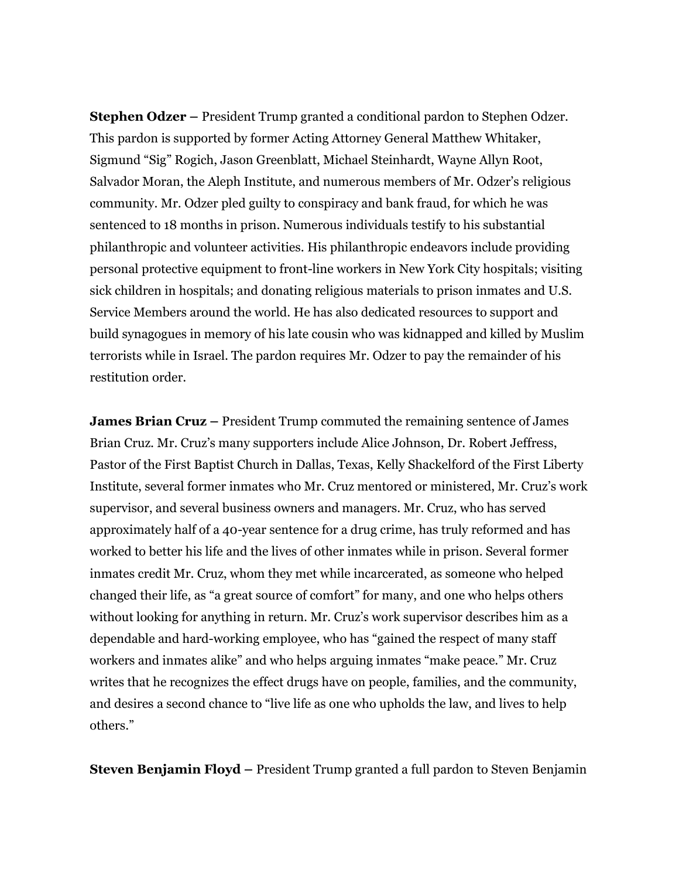**Stephen Odzer –** President Trump granted a conditional pardon to Stephen Odzer. This pardon is supported by former Acting Attorney General Matthew Whitaker, Sigmund "Sig" Rogich, Jason Greenblatt, Michael Steinhardt, Wayne Allyn Root, Salvador Moran, the Aleph Institute, and numerous members of Mr. Odzer's religious community. Mr. Odzer pled guilty to conspiracy and bank fraud, for which he was sentenced to 18 months in prison. Numerous individuals testify to his substantial philanthropic and volunteer activities. His philanthropic endeavors include providing personal protective equipment to front-line workers in New York City hospitals; visiting sick children in hospitals; and donating religious materials to prison inmates and U.S. Service Members around the world. He has also dedicated resources to support and build synagogues in memory of his late cousin who was kidnapped and killed by Muslim terrorists while in Israel. The pardon requires Mr. Odzer to pay the remainder of his restitution order.

**James Brian Cruz –** President Trump commuted the remaining sentence of James Brian Cruz. Mr. Cruz's many supporters include Alice Johnson, Dr. Robert Jeffress, Pastor of the First Baptist Church in Dallas, Texas, Kelly Shackelford of the First Liberty Institute, several former inmates who Mr. Cruz mentored or ministered, Mr. Cruz's work supervisor, and several business owners and managers. Mr. Cruz, who has served approximately half of a 40-year sentence for a drug crime, has truly reformed and has worked to better his life and the lives of other inmates while in prison. Several former inmates credit Mr. Cruz, whom they met while incarcerated, as someone who helped changed their life, as "a great source of comfort" for many, and one who helps others without looking for anything in return. Mr. Cruz's work supervisor describes him as a dependable and hard-working employee, who has "gained the respect of many staff workers and inmates alike" and who helps arguing inmates "make peace." Mr. Cruz writes that he recognizes the effect drugs have on people, families, and the community, and desires a second chance to "live life as one who upholds the law, and lives to help others."

**Steven Benjamin Floyd –** President Trump granted a full pardon to Steven Benjamin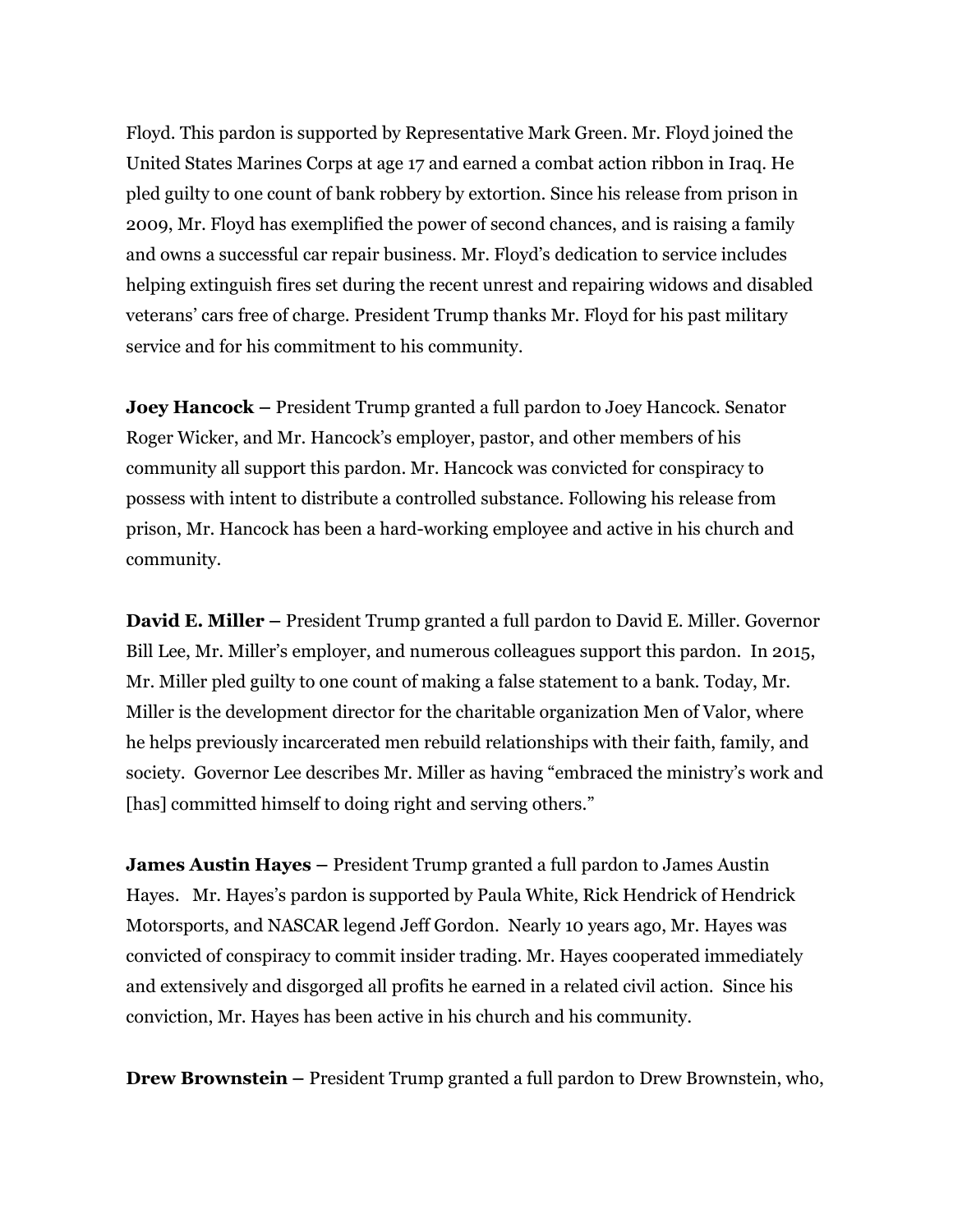Floyd. This pardon is supported by Representative Mark Green. Mr. Floyd joined the United States Marines Corps at age 17 and earned a combat action ribbon in Iraq. He pled guilty to one count of bank robbery by extortion. Since his release from prison in 2009, Mr. Floyd has exemplified the power of second chances, and is raising a family and owns a successful car repair business. Mr. Floyd's dedication to service includes helping extinguish fires set during the recent unrest and repairing widows and disabled veterans' cars free of charge. President Trump thanks Mr. Floyd for his past military service and for his commitment to his community.

**Joey Hancock –** President Trump granted a full pardon to Joey Hancock. Senator Roger Wicker, and Mr. Hancock's employer, pastor, and other members of his community all support this pardon. Mr. Hancock was convicted for conspiracy to possess with intent to distribute a controlled substance. Following his release from prison, Mr. Hancock has been a hard-working employee and active in his church and community.

**David E. Miller –** President Trump granted a full pardon to David E. Miller. Governor Bill Lee, Mr. Miller's employer, and numerous colleagues support this pardon. In 2015, Mr. Miller pled guilty to one count of making a false statement to a bank. Today, Mr. Miller is the development director for the charitable organization Men of Valor, where he helps previously incarcerated men rebuild relationships with their faith, family, and society. Governor Lee describes Mr. Miller as having "embraced the ministry's work and [has] committed himself to doing right and serving others."

**James Austin Hayes –** President Trump granted a full pardon to James Austin Hayes. Mr. Hayes's pardon is supported by Paula White, Rick Hendrick of Hendrick Motorsports, and NASCAR legend Jeff Gordon. Nearly 10 years ago, Mr. Hayes was convicted of conspiracy to commit insider trading. Mr. Hayes cooperated immediately and extensively and disgorged all profits he earned in a related civil action. Since his conviction, Mr. Hayes has been active in his church and his community.

**Drew Brownstein –** President Trump granted a full pardon to Drew Brownstein, who,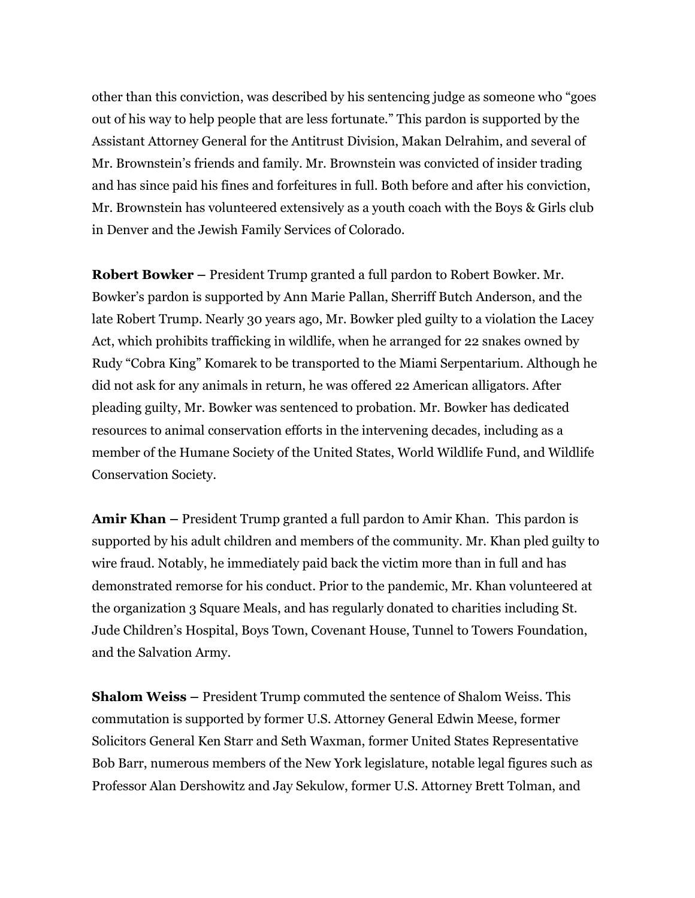other than this conviction, was described by his sentencing judge as someone who "goes out of his way to help people that are less fortunate." This pardon is supported by the Assistant Attorney General for the Antitrust Division, Makan Delrahim, and several of Mr. Brownstein's friends and family. Mr. Brownstein was convicted of insider trading and has since paid his fines and forfeitures in full. Both before and after his conviction, Mr. Brownstein has volunteered extensively as a youth coach with the Boys & Girls club in Denver and the Jewish Family Services of Colorado.

**Robert Bowker –** President Trump granted a full pardon to Robert Bowker. Mr. Bowker's pardon is supported by Ann Marie Pallan, Sherriff Butch Anderson, and the late Robert Trump. Nearly 30 years ago, Mr. Bowker pled guilty to a violation the Lacey Act, which prohibits trafficking in wildlife, when he arranged for 22 snakes owned by Rudy "Cobra King" Komarek to be transported to the Miami Serpentarium. Although he did not ask for any animals in return, he was offered 22 American alligators. After pleading guilty, Mr. Bowker was sentenced to probation. Mr. Bowker has dedicated resources to animal conservation efforts in the intervening decades, including as a member of the Humane Society of the United States, World Wildlife Fund, and Wildlife Conservation Society.

**Amir Khan –** President Trump granted a full pardon to Amir Khan. This pardon is supported by his adult children and members of the community. Mr. Khan pled guilty to wire fraud. Notably, he immediately paid back the victim more than in full and has demonstrated remorse for his conduct. Prior to the pandemic, Mr. Khan volunteered at the organization 3 Square Meals, and has regularly donated to charities including St. Jude Children's Hospital, Boys Town, Covenant House, Tunnel to Towers Foundation, and the Salvation Army.

**Shalom Weiss –** President Trump commuted the sentence of Shalom Weiss. This commutation is supported by former U.S. Attorney General Edwin Meese, former Solicitors General Ken Starr and Seth Waxman, former United States Representative Bob Barr, numerous members of the New York legislature, notable legal figures such as Professor Alan Dershowitz and Jay Sekulow, former U.S. Attorney Brett Tolman, and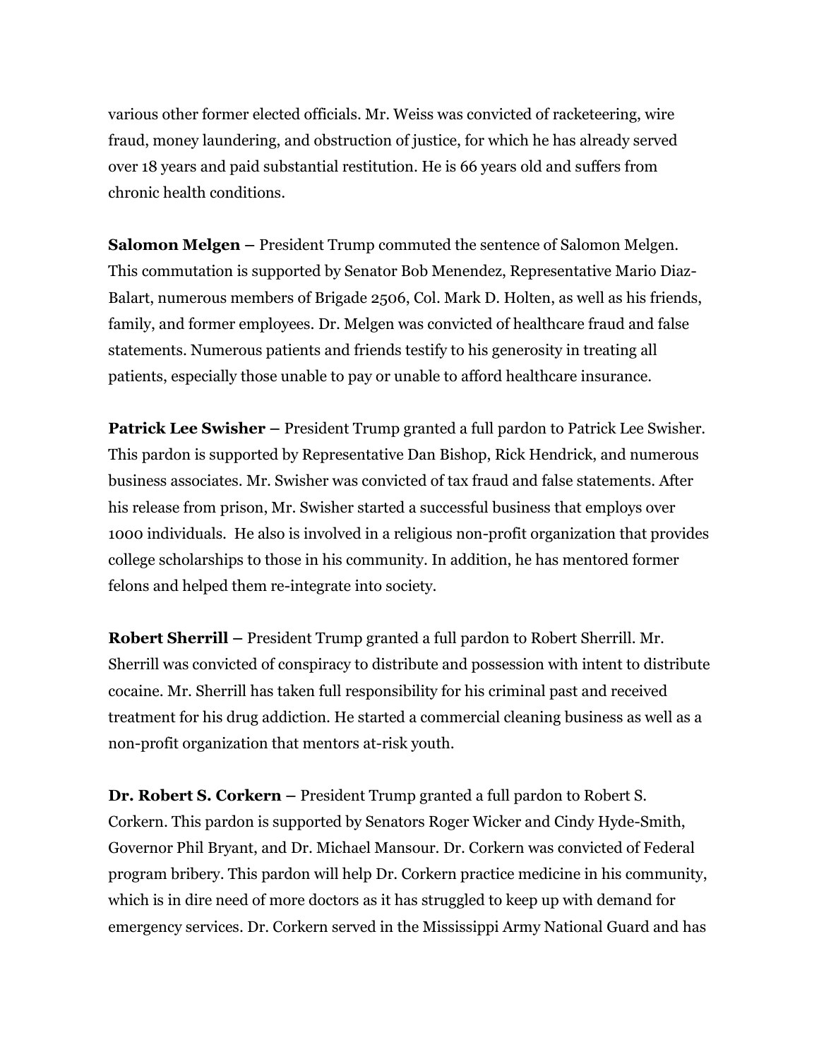various other former elected officials. Mr. Weiss was convicted of racketeering, wire fraud, money laundering, and obstruction of justice, for which he has already served over 18 years and paid substantial restitution. He is 66 years old and suffers from chronic health conditions.

**Salomon Melgen –** President Trump commuted the sentence of Salomon Melgen. This commutation is supported by Senator Bob Menendez, Representative Mario Diaz-Balart, numerous members of Brigade 2506, Col. Mark D. Holten, as well as his friends, family, and former employees. Dr. Melgen was convicted of healthcare fraud and false statements. Numerous patients and friends testify to his generosity in treating all patients, especially those unable to pay or unable to afford healthcare insurance.

**Patrick Lee Swisher –** President Trump granted a full pardon to Patrick Lee Swisher. This pardon is supported by Representative Dan Bishop, Rick Hendrick, and numerous business associates. Mr. Swisher was convicted of tax fraud and false statements. After his release from prison, Mr. Swisher started a successful business that employs over 1000 individuals. He also is involved in a religious non-profit organization that provides college scholarships to those in his community. In addition, he has mentored former felons and helped them re-integrate into society.

**Robert Sherrill –** President Trump granted a full pardon to Robert Sherrill. Mr. Sherrill was convicted of conspiracy to distribute and possession with intent to distribute cocaine. Mr. Sherrill has taken full responsibility for his criminal past and received treatment for his drug addiction. He started a commercial cleaning business as well as a non-profit organization that mentors at-risk youth.

**Dr. Robert S. Corkern –** President Trump granted a full pardon to Robert S. Corkern. This pardon is supported by Senators Roger Wicker and Cindy Hyde-Smith, Governor Phil Bryant, and Dr. Michael Mansour. Dr. Corkern was convicted of Federal program bribery. This pardon will help Dr. Corkern practice medicine in his community, which is in dire need of more doctors as it has struggled to keep up with demand for emergency services. Dr. Corkern served in the Mississippi Army National Guard and has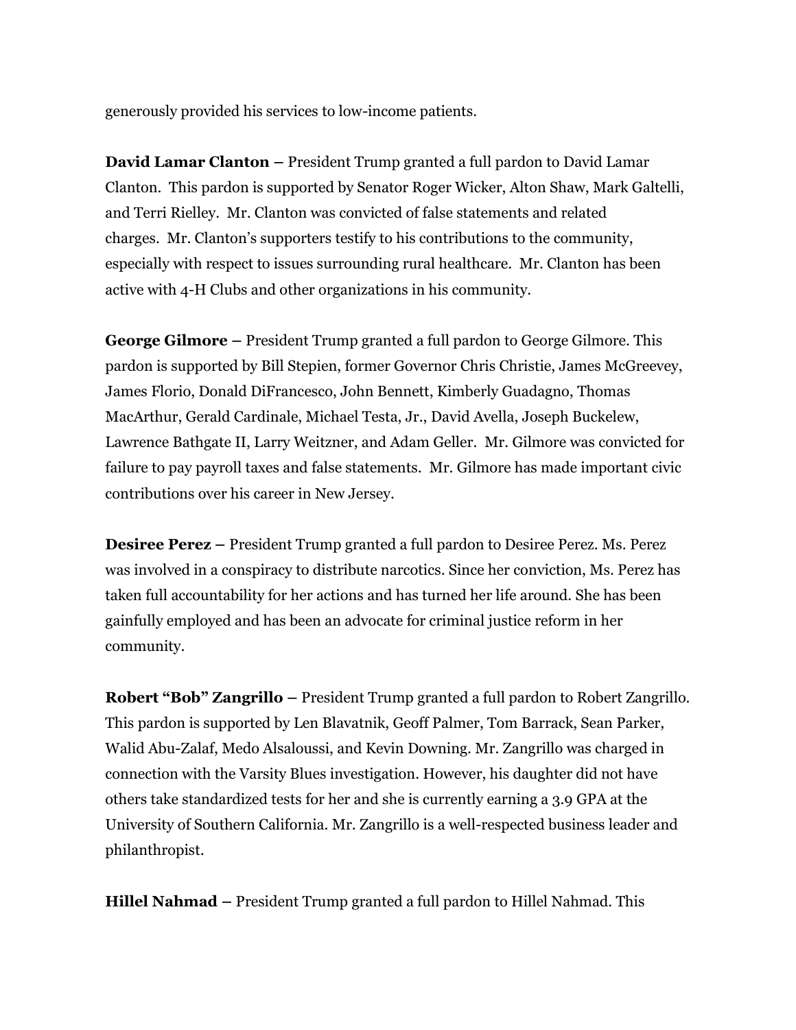generously provided his services to low-income patients.

**David Lamar Clanton –** President Trump granted a full pardon to David Lamar Clanton. This pardon is supported by Senator Roger Wicker, Alton Shaw, Mark Galtelli, and Terri Rielley. Mr. Clanton was convicted of false statements and related charges. Mr. Clanton's supporters testify to his contributions to the community, especially with respect to issues surrounding rural healthcare. Mr. Clanton has been active with 4-H Clubs and other organizations in his community.

**George Gilmore –** President Trump granted a full pardon to George Gilmore. This pardon is supported by Bill Stepien, former Governor Chris Christie, James McGreevey, James Florio, Donald DiFrancesco, John Bennett, Kimberly Guadagno, Thomas MacArthur, Gerald Cardinale, Michael Testa, Jr., David Avella, Joseph Buckelew, Lawrence Bathgate II, Larry Weitzner, and Adam Geller. Mr. Gilmore was convicted for failure to pay payroll taxes and false statements. Mr. Gilmore has made important civic contributions over his career in New Jersey.

**Desiree Perez –** President Trump granted a full pardon to Desiree Perez. Ms. Perez was involved in a conspiracy to distribute narcotics. Since her conviction, Ms. Perez has taken full accountability for her actions and has turned her life around. She has been gainfully employed and has been an advocate for criminal justice reform in her community.

**Robert "Bob" Zangrillo –** President Trump granted a full pardon to Robert Zangrillo. This pardon is supported by Len Blavatnik, Geoff Palmer, Tom Barrack, Sean Parker, Walid Abu-Zalaf, Medo Alsaloussi, and Kevin Downing. Mr. Zangrillo was charged in connection with the Varsity Blues investigation. However, his daughter did not have others take standardized tests for her and she is currently earning a 3.9 GPA at the University of Southern California. Mr. Zangrillo is a well-respected business leader and philanthropist.

**Hillel Nahmad –** President Trump granted a full pardon to Hillel Nahmad. This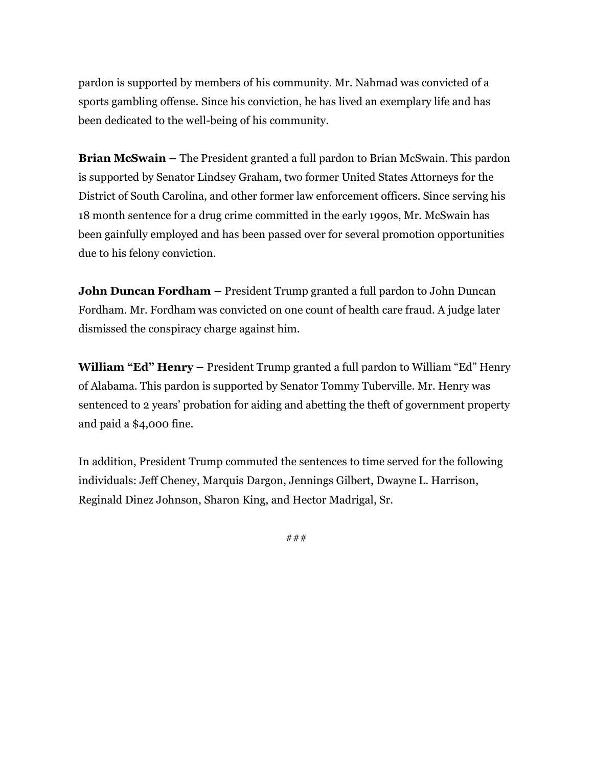pardon is supported by members of his community. Mr. Nahmad was convicted of a sports gambling offense. Since his conviction, he has lived an exemplary life and has been dedicated to the well-being of his community.

**Brian McSwain –** The President granted a full pardon to Brian McSwain. This pardon is supported by Senator Lindsey Graham, two former United States Attorneys for the District of South Carolina, and other former law enforcement officers. Since serving his 18 month sentence for a drug crime committed in the early 1990s, Mr. McSwain has been gainfully employed and has been passed over for several promotion opportunities due to his felony conviction.

**John Duncan Fordham –** President Trump granted a full pardon to John Duncan Fordham. Mr. Fordham was convicted on one count of health care fraud. A judge later dismissed the conspiracy charge against him.

**William "Ed" Henry –** President Trump granted a full pardon to William "Ed" Henry of Alabama. This pardon is supported by Senator Tommy Tuberville. Mr. Henry was sentenced to 2 years' probation for aiding and abetting the theft of government property and paid a $4,000 fine.

In addition, President Trump commuted the sentences to time served for the following individuals: Jeff Cheney, Marquis Dargon, Jennings Gilbert, Dwayne L. Harrison, Reginald Dinez Johnson, Sharon King, and Hector Madrigal, Sr.

###